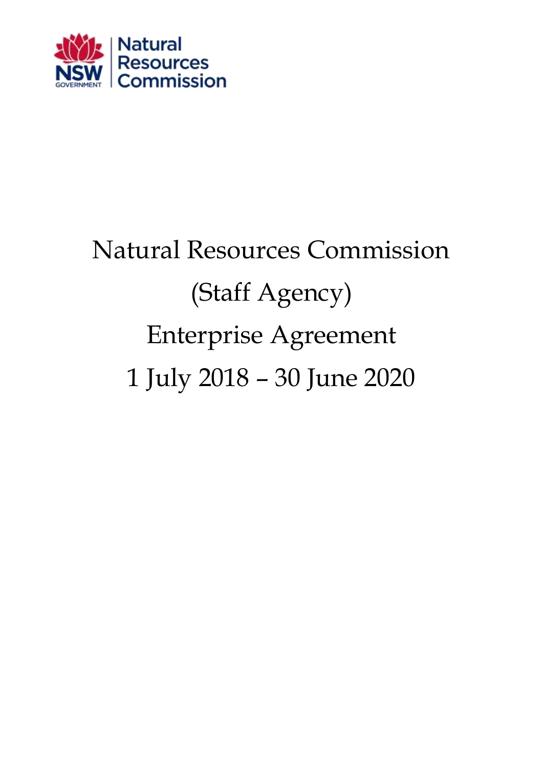# Natural Resources Commission (Staff Agency) Enterprise Agreement 1 July 2018 – 30 June 2020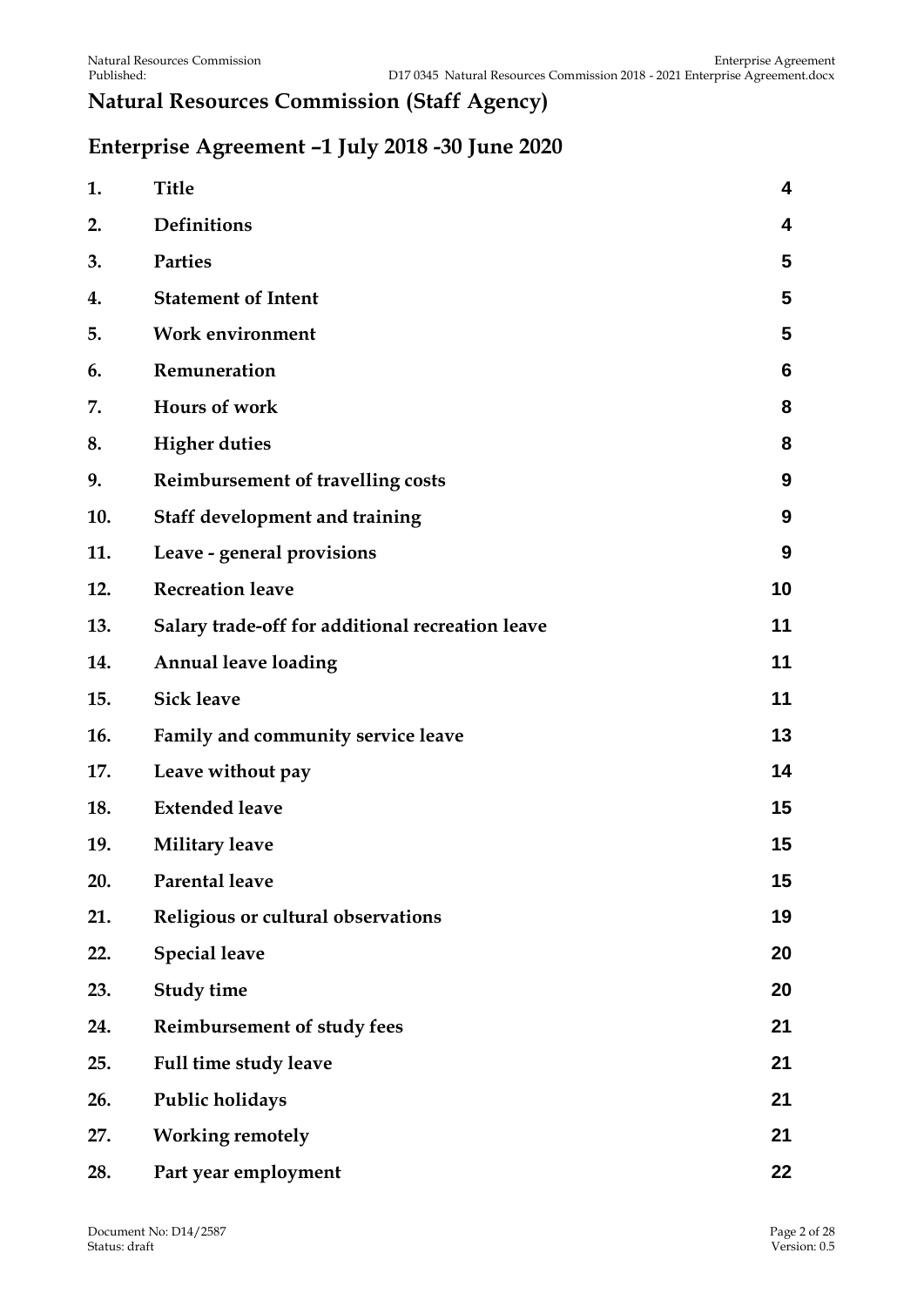# Natural Resources Commission (Staff Agency)

## Enterprise Agreement –1 July 2018 -30 June 2020

| | | |
|---|---|---|
| 1. | Title | 4 |
| 2. | Definitions | 4 |
| 3. | Parties | 5 |
| 4. | Statement of Intent | 5 |
| 5. | Work environment | 5 |
| 6. | Remuneration | 6 |
| 7. | Hours of work | 8 |
| 8. | Higher duties | 8 |
| 9. | Reimbursement of travelling costs | 9 |
| 10. | Staff development and training | 9 |
| 11. | Leave - general provisions | 9 |
| 12. | Recreation leave | 10 |
| 13. | Salary trade-off for additional recreation leave | 11 |
| 14. | Annual leave loading | 11 |
| 15. | Sick leave | 11 |
| 16. | Family and community service leave | 13 |
| 17. | Leave without pay | 14 |
| 18. | Extended leave | 15 |
| 19. | Military leave | 15 |
| 20. | Parental leave | 15 |
| 21. | Religious or cultural observations | 19 |
| 22. | Special leave | 20 |
| 23. | Study time | 20 |
| 24. | Reimbursement of study fees | 21 |
| 25. | Full time study leave | 21 |
| 26. | Public holidays | 21 |
| 27. | Working remotely | 21 |
| 28. | Part year employment | 22 |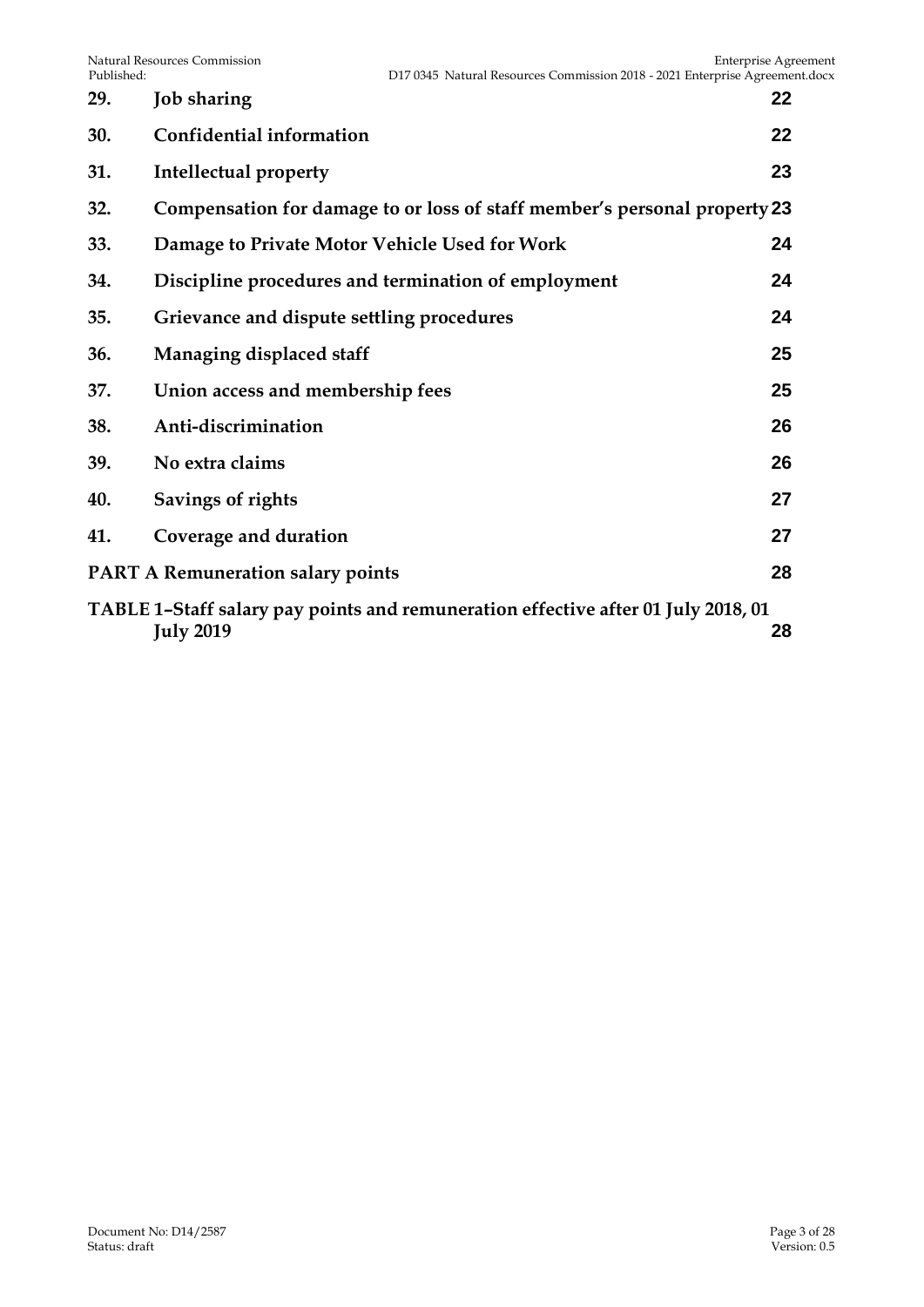| | | |
|---|---|---|
| **29.** | **Job sharing** | **22** |
| **30.** | **Confidential information** | **22** |
| **31.** | **Intellectual property** | **23** |
| **32.** | **Compensation for damage to or loss of staff member's personal property** | **23** |
| **33.** | **Damage to Private Motor Vehicle Used for Work** | **24** |
| **34.** | **Discipline procedures and termination of employment** | **24** |
| **35.** | **Grievance and dispute settling procedures** | **24** |
| **36.** | **Managing displaced staff** | **25** |
| **37.** | **Union access and membership fees** | **25** |
| **38.** | **Anti-discrimination** | **26** |
| **39.** | **No extra claims** | **26** |
| **40.** | **Savings of rights** | **27** |
| **41.** | **Coverage and duration** | **27** |
| **PART A Remuneration salary points** | | **28** |
| **TABLE 1–Staff salary pay points and remuneration effective after 01 July 2018, 01 July 2019** | | **28** |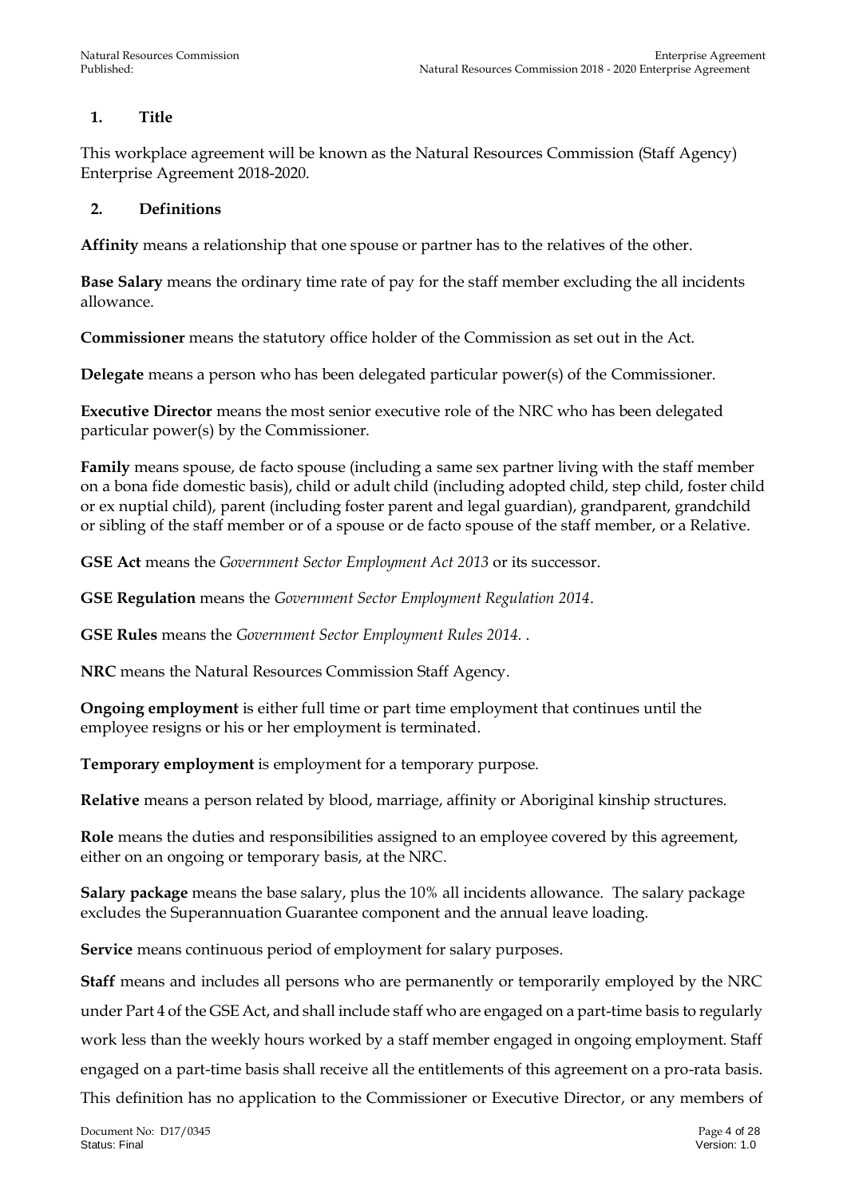## 1. Title

This workplace agreement will be known as the Natural Resources Commission (Staff Agency) Enterprise Agreement 2018-2020.

## 2. Definitions

**Affinity** means a relationship that one spouse or partner has to the relatives of the other.

**Base Salary** means the ordinary time rate of pay for the staff member excluding the all incidents allowance.

**Commissioner** means the statutory office holder of the Commission as set out in the Act.

**Delegate** means a person who has been delegated particular power(s) of the Commissioner.

**Executive Director** means the most senior executive role of the NRC who has been delegated particular power(s) by the Commissioner.

**Family** means spouse, de facto spouse (including a same sex partner living with the staff member on a bona fide domestic basis), child or adult child (including adopted child, step child, foster child or ex nuptial child), parent (including foster parent and legal guardian), grandparent, grandchild or sibling of the staff member or of a spouse or de facto spouse of the staff member, or a Relative.

**GSE Act** means the *Government Sector Employment Act 2013* or its successor.

**GSE Regulation** means the *Government Sector Employment Regulation 2014*.

**GSE Rules** means the *Government Sector Employment Rules 2014*. .

**NRC** means the Natural Resources Commission Staff Agency.

**Ongoing employment** is either full time or part time employment that continues until the employee resigns or his or her employment is terminated.

**Temporary employment** is employment for a temporary purpose.

**Relative** means a person related by blood, marriage, affinity or Aboriginal kinship structures.

**Role** means the duties and responsibilities assigned to an employee covered by this agreement, either on an ongoing or temporary basis, at the NRC.

**Salary package** means the base salary, plus the 10% all incidents allowance. The salary package excludes the Superannuation Guarantee component and the annual leave loading.

**Service** means continuous period of employment for salary purposes.

**Staff** means and includes all persons who are permanently or temporarily employed by the NRC under Part 4 of the GSE Act, and shall include staff who are engaged on a part-time basis to regularly work less than the weekly hours worked by a staff member engaged in ongoing employment. Staff engaged on a part-time basis shall receive all the entitlements of this agreement on a pro-rata basis. This definition has no application to the Commissioner or Executive Director, or any members of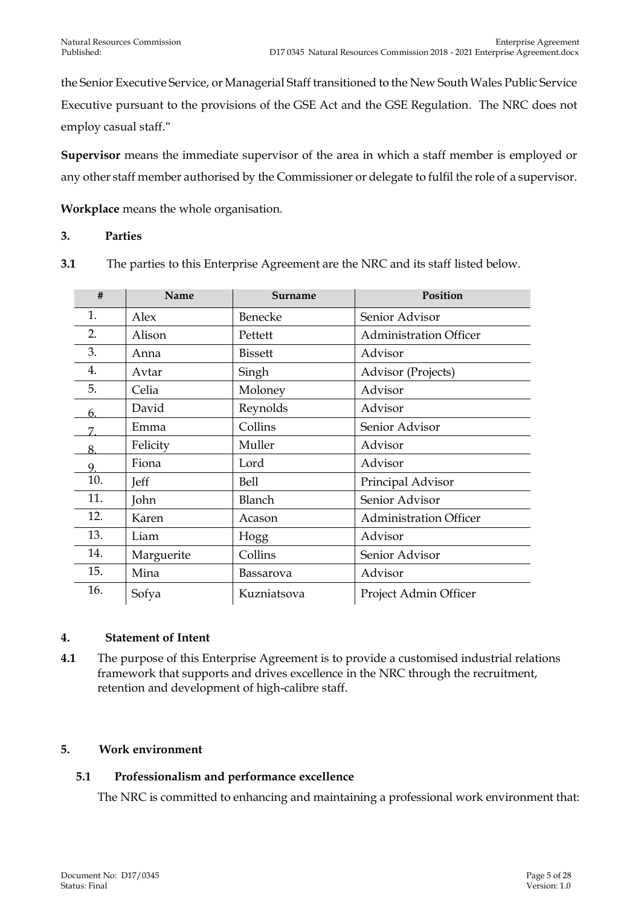the Senior Executive Service, or Managerial Staff transitioned to the New South Wales Public Service Executive pursuant to the provisions of the GSE Act and the GSE Regulation. The NRC does not employ casual staff."

**Supervisor** means the immediate supervisor of the area in which a staff member is employed or any other staff member authorised by the Commissioner or delegate to fulfil the role of a supervisor.

**Workplace** means the whole organisation.

## 3. Parties

**3.1** The parties to this Enterprise Agreement are the NRC and its staff listed below.

| # | Name | Surname | Position |
|---|---|---|---|
| 1. | Alex | Benecke | Senior Advisor |
| 2. | Alison | Pettett | Administration Officer |
| 3. | Anna | Bissett | Advisor |
| 4. | Avtar | Singh | Advisor (Projects) |
| 5. | Celia | Moloney | Advisor |
| 6. | David | Reynolds | Advisor |
| 7. | Emma | Collins | Senior Advisor |
| 8. | Felicity | Muller | Advisor |
| 9. | Fiona | Lord | Advisor |
| 10. | Jeff | Bell | Principal Advisor |
| 11. | John | Blanch | Senior Advisor |
| 12. | Karen | Acason | Administration Officer |
| 13. | Liam | Hogg | Advisor |
| 14. | Marguerite | Collins | Senior Advisor |
| 15. | Mina | Bassarova | Advisor |
| 16. | Sofya | Kuzniatsova | Project Admin Officer |

## 4. Statement of Intent

**4.1** The purpose of this Enterprise Agreement is to provide a customised industrial relations framework that supports and drives excellence in the NRC through the recruitment, retention and development of high-calibre staff.

## 5. Work environment

### 5.1 Professionalism and performance excellence

The NRC is committed to enhancing and maintaining a professional work environment that: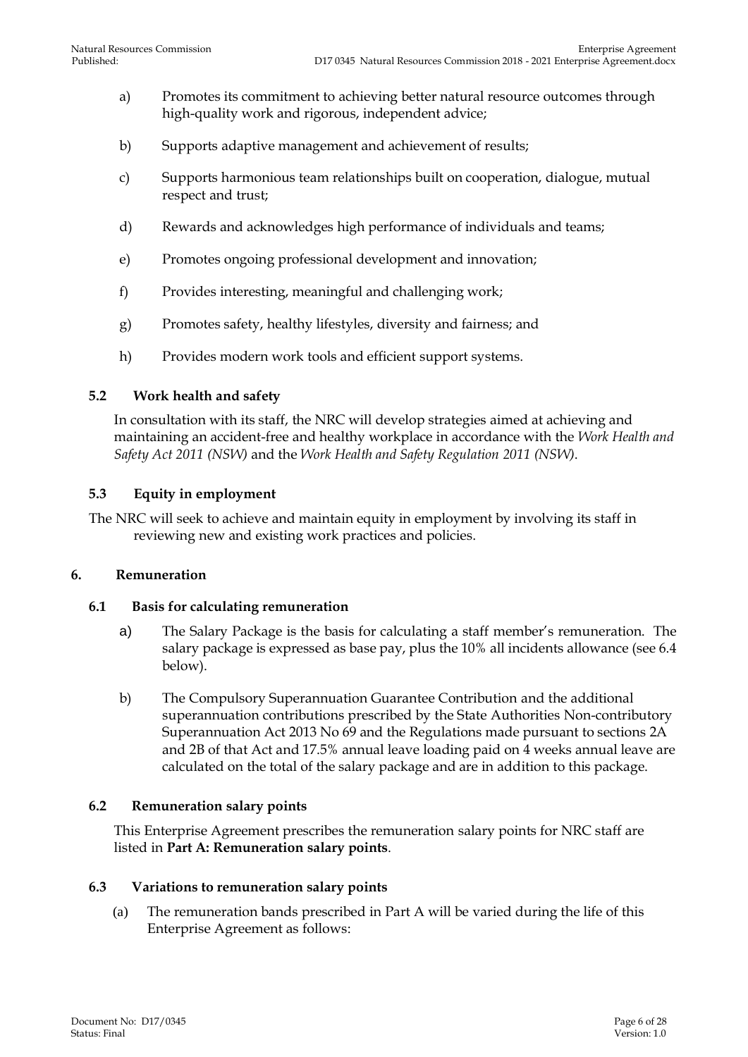a) Promotes its commitment to achieving better natural resource outcomes through high-quality work and rigorous, independent advice;

b) Supports adaptive management and achievement of results;

c) Supports harmonious team relationships built on cooperation, dialogue, mutual respect and trust;

d) Rewards and acknowledges high performance of individuals and teams;

e) Promotes ongoing professional development and innovation;

f) Provides interesting, meaningful and challenging work;

g) Promotes safety, healthy lifestyles, diversity and fairness; and

h) Provides modern work tools and efficient support systems.

### 5.2 Work health and safety

In consultation with its staff, the NRC will develop strategies aimed at achieving and maintaining an accident-free and healthy workplace in accordance with the *Work Health and Safety Act 2011 (NSW)* and the *Work Health and Safety Regulation 2011 (NSW)*.

### 5.3 Equity in employment

The NRC will seek to achieve and maintain equity in employment by involving its staff in reviewing new and existing work practices and policies.

## 6. Remuneration

### 6.1 Basis for calculating remuneration

a) The Salary Package is the basis for calculating a staff member's remuneration. The salary package is expressed as base pay, plus the 10% all incidents allowance (see 6.4 below).

b) The Compulsory Superannuation Guarantee Contribution and the additional superannuation contributions prescribed by the State Authorities Non-contributory Superannuation Act 2013 No 69 and the Regulations made pursuant to sections 2A and 2B of that Act and 17.5% annual leave loading paid on 4 weeks annual leave are calculated on the total of the salary package and are in addition to this package.

### 6.2 Remuneration salary points

This Enterprise Agreement prescribes the remuneration salary points for NRC staff are listed in **Part A: Remuneration salary points**.

### 6.3 Variations to remuneration salary points

(a) The remuneration bands prescribed in Part A will be varied during the life of this Enterprise Agreement as follows: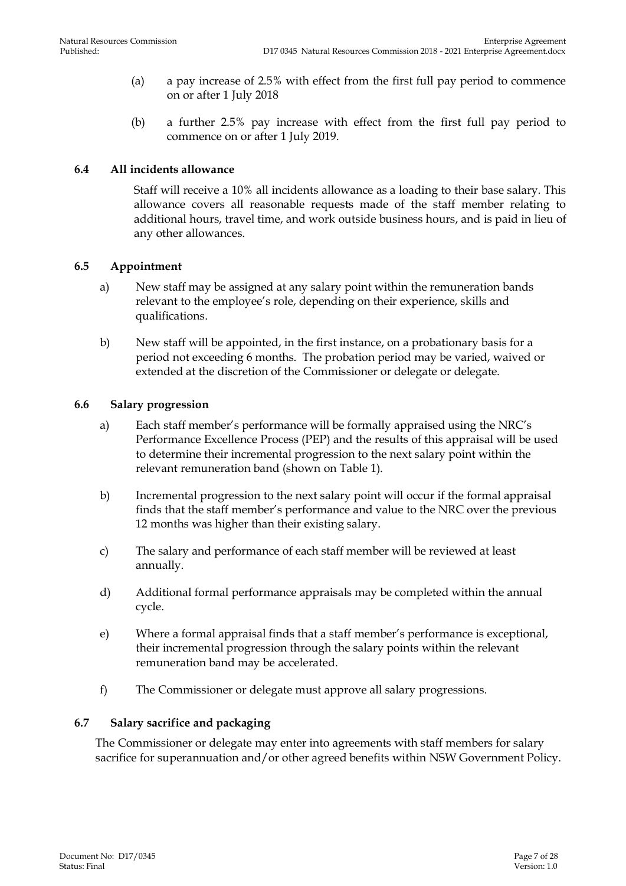(a) a pay increase of 2.5% with effect from the first full pay period to commence on or after 1 July 2018

(b) a further 2.5% pay increase with effect from the first full pay period to commence on or after 1 July 2019.

### 6.4 All incidents allowance

Staff will receive a 10% all incidents allowance as a loading to their base salary. This allowance covers all reasonable requests made of the staff member relating to additional hours, travel time, and work outside business hours, and is paid in lieu of any other allowances.

### 6.5 Appointment

a) New staff may be assigned at any salary point within the remuneration bands relevant to the employee's role, depending on their experience, skills and qualifications.

b) New staff will be appointed, in the first instance, on a probationary basis for a period not exceeding 6 months. The probation period may be varied, waived or extended at the discretion of the Commissioner or delegate or delegate.

### 6.6 Salary progression

a) Each staff member's performance will be formally appraised using the NRC's Performance Excellence Process (PEP) and the results of this appraisal will be used to determine their incremental progression to the next salary point within the relevant remuneration band (shown on Table 1).

b) Incremental progression to the next salary point will occur if the formal appraisal finds that the staff member's performance and value to the NRC over the previous 12 months was higher than their existing salary.

c) The salary and performance of each staff member will be reviewed at least annually.

d) Additional formal performance appraisals may be completed within the annual cycle.

e) Where a formal appraisal finds that a staff member's performance is exceptional, their incremental progression through the salary points within the relevant remuneration band may be accelerated.

f) The Commissioner or delegate must approve all salary progressions.

### 6.7 Salary sacrifice and packaging

The Commissioner or delegate may enter into agreements with staff members for salary sacrifice for superannuation and/or other agreed benefits within NSW Government Policy.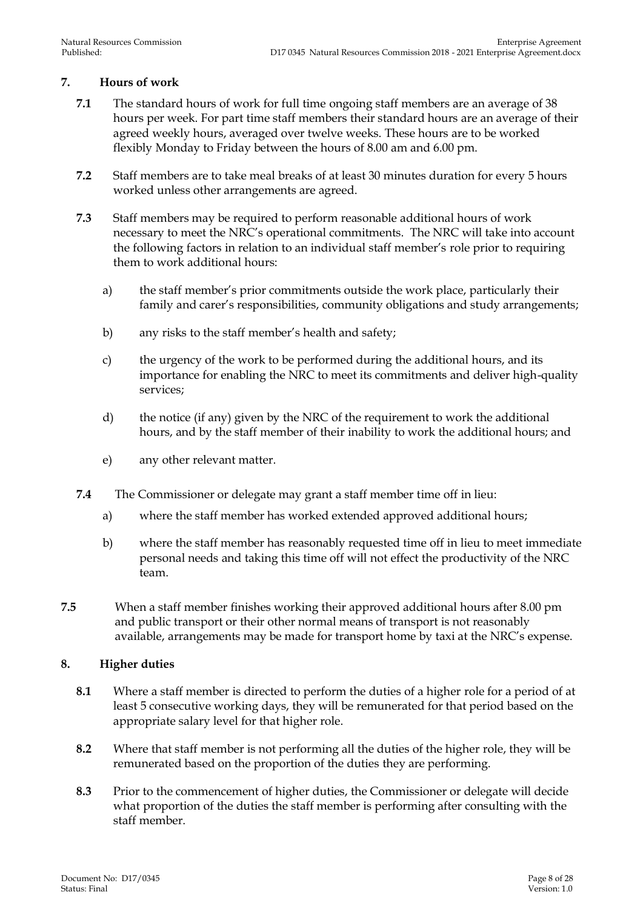## 7. Hours of work

**7.1** The standard hours of work for full time ongoing staff members are an average of 38 hours per week. For part time staff members their standard hours are an average of their agreed weekly hours, averaged over twelve weeks. These hours are to be worked flexibly Monday to Friday between the hours of 8.00 am and 6.00 pm.

**7.2** Staff members are to take meal breaks of at least 30 minutes duration for every 5 hours worked unless other arrangements are agreed.

**7.3** Staff members may be required to perform reasonable additional hours of work necessary to meet the NRC's operational commitments. The NRC will take into account the following factors in relation to an individual staff member's role prior to requiring them to work additional hours:

a) the staff member's prior commitments outside the work place, particularly their family and carer's responsibilities, community obligations and study arrangements;

b) any risks to the staff member's health and safety;

c) the urgency of the work to be performed during the additional hours, and its importance for enabling the NRC to meet its commitments and deliver high-quality services;

d) the notice (if any) given by the NRC of the requirement to work the additional hours, and by the staff member of their inability to work the additional hours; and

e) any other relevant matter.

**7.4** The Commissioner or delegate may grant a staff member time off in lieu:

a) where the staff member has worked extended approved additional hours;

b) where the staff member has reasonably requested time off in lieu to meet immediate personal needs and taking this time off will not effect the productivity of the NRC team.

**7.5** When a staff member finishes working their approved additional hours after 8.00 pm and public transport or their other normal means of transport is not reasonably available, arrangements may be made for transport home by taxi at the NRC's expense.

## 8. Higher duties

**8.1** Where a staff member is directed to perform the duties of a higher role for a period of at least 5 consecutive working days, they will be remunerated for that period based on the appropriate salary level for that higher role.

**8.2** Where that staff member is not performing all the duties of the higher role, they will be remunerated based on the proportion of the duties they are performing.

**8.3** Prior to the commencement of higher duties, the Commissioner or delegate will decide what proportion of the duties the staff member is performing after consulting with the staff member.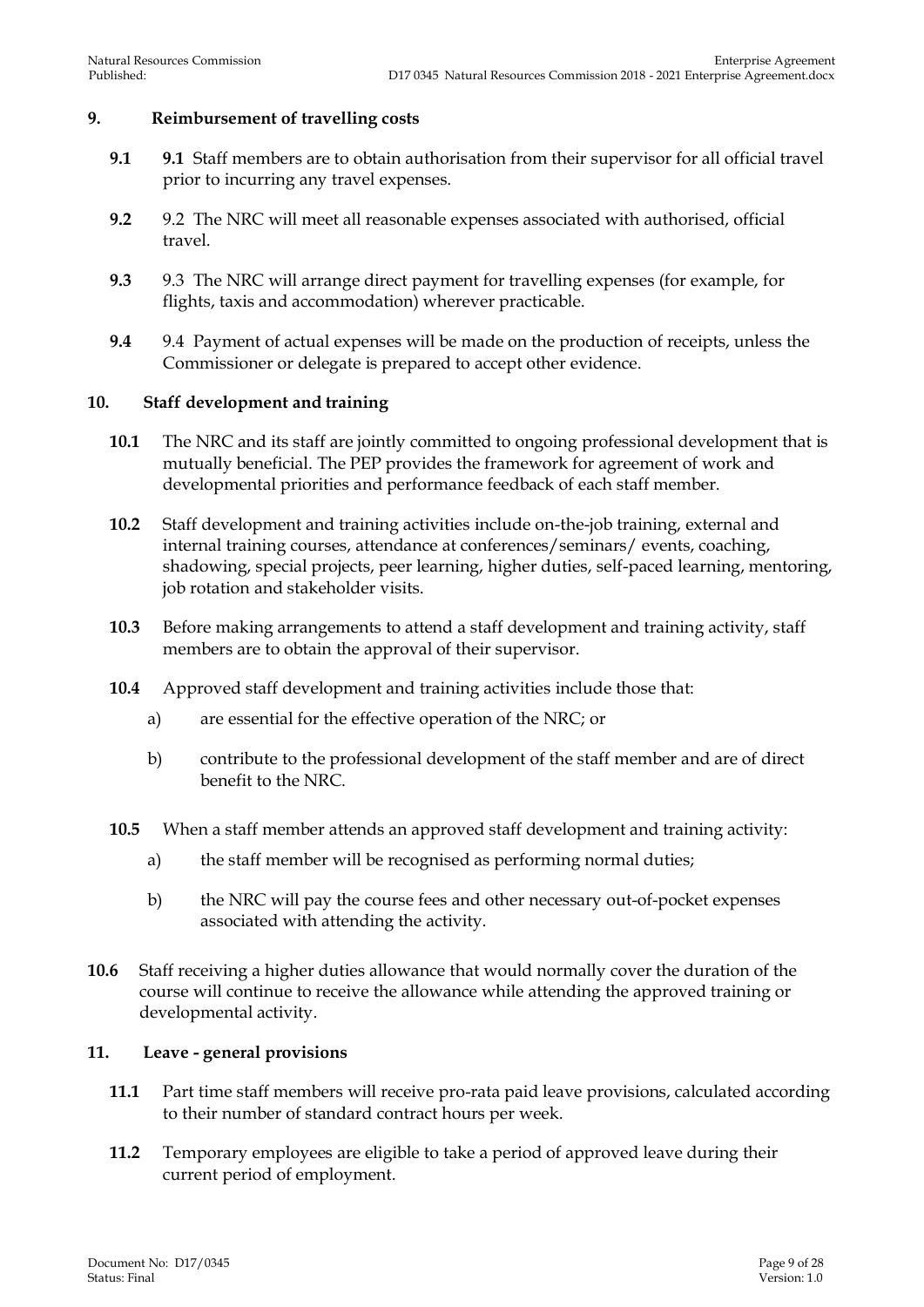## 9. Reimbursement of travelling costs

**9.1** **9.1** Staff members are to obtain authorisation from their supervisor for all official travel prior to incurring any travel expenses.

**9.2** 9.2 The NRC will meet all reasonable expenses associated with authorised, official travel.

**9.3** 9.3 The NRC will arrange direct payment for travelling expenses (for example, for flights, taxis and accommodation) wherever practicable.

**9.4** 9.4 Payment of actual expenses will be made on the production of receipts, unless the Commissioner or delegate is prepared to accept other evidence.

## 10. Staff development and training

**10.1** The NRC and its staff are jointly committed to ongoing professional development that is mutually beneficial. The PEP provides the framework for agreement of work and developmental priorities and performance feedback of each staff member.

**10.2** Staff development and training activities include on-the-job training, external and internal training courses, attendance at conferences/seminars/ events, coaching, shadowing, special projects, peer learning, higher duties, self-paced learning, mentoring, job rotation and stakeholder visits.

**10.3** Before making arrangements to attend a staff development and training activity, staff members are to obtain the approval of their supervisor.

**10.4** Approved staff development and training activities include those that:

a) are essential for the effective operation of the NRC; or

b) contribute to the professional development of the staff member and are of direct benefit to the NRC.

**10.5** When a staff member attends an approved staff development and training activity:

a) the staff member will be recognised as performing normal duties;

b) the NRC will pay the course fees and other necessary out-of-pocket expenses associated with attending the activity.

**10.6** Staff receiving a higher duties allowance that would normally cover the duration of the course will continue to receive the allowance while attending the approved training or developmental activity.

## 11. Leave - general provisions

**11.1** Part time staff members will receive pro-rata paid leave provisions, calculated according to their number of standard contract hours per week.

**11.2** Temporary employees are eligible to take a period of approved leave during their current period of employment.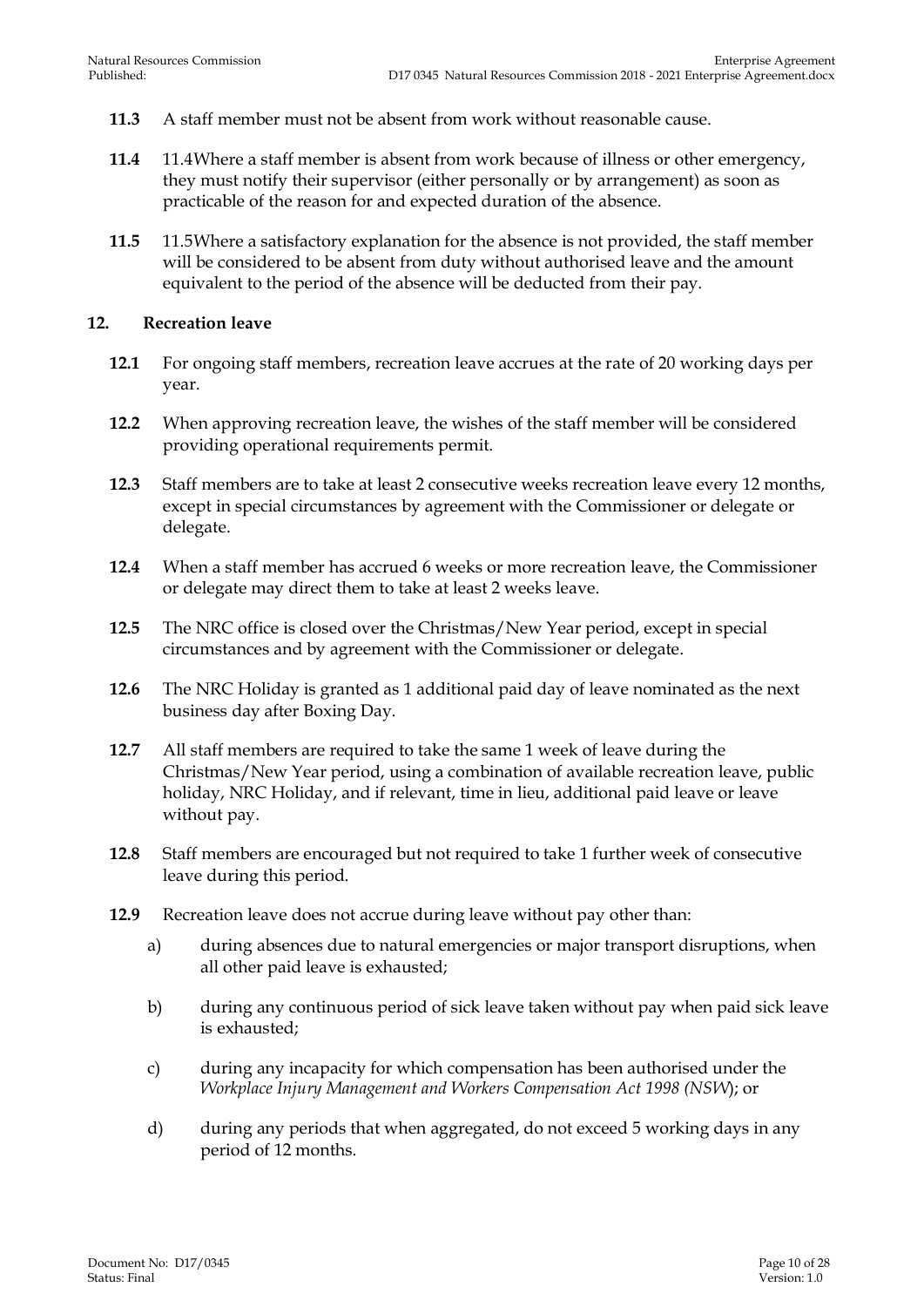**11.3** A staff member must not be absent from work without reasonable cause.

**11.4** 11.4Where a staff member is absent from work because of illness or other emergency, they must notify their supervisor (either personally or by arrangement) as soon as practicable of the reason for and expected duration of the absence.

**11.5** 11.5Where a satisfactory explanation for the absence is not provided, the staff member will be considered to be absent from duty without authorised leave and the amount equivalent to the period of the absence will be deducted from their pay.

## 12. Recreation leave

**12.1** For ongoing staff members, recreation leave accrues at the rate of 20 working days per year.

**12.2** When approving recreation leave, the wishes of the staff member will be considered providing operational requirements permit.

**12.3** Staff members are to take at least 2 consecutive weeks recreation leave every 12 months, except in special circumstances by agreement with the Commissioner or delegate or delegate.

**12.4** When a staff member has accrued 6 weeks or more recreation leave, the Commissioner or delegate may direct them to take at least 2 weeks leave.

**12.5** The NRC office is closed over the Christmas/New Year period, except in special circumstances and by agreement with the Commissioner or delegate.

**12.6** The NRC Holiday is granted as 1 additional paid day of leave nominated as the next business day after Boxing Day.

**12.7** All staff members are required to take the same 1 week of leave during the Christmas/New Year period, using a combination of available recreation leave, public holiday, NRC Holiday, and if relevant, time in lieu, additional paid leave or leave without pay.

**12.8** Staff members are encouraged but not required to take 1 further week of consecutive leave during this period.

**12.9** Recreation leave does not accrue during leave without pay other than:

a) during absences due to natural emergencies or major transport disruptions, when all other paid leave is exhausted;

b) during any continuous period of sick leave taken without pay when paid sick leave is exhausted;

c) during any incapacity for which compensation has been authorised under the *Workplace Injury Management and Workers Compensation Act 1998 (NSW*); or

d) during any periods that when aggregated, do not exceed 5 working days in any period of 12 months.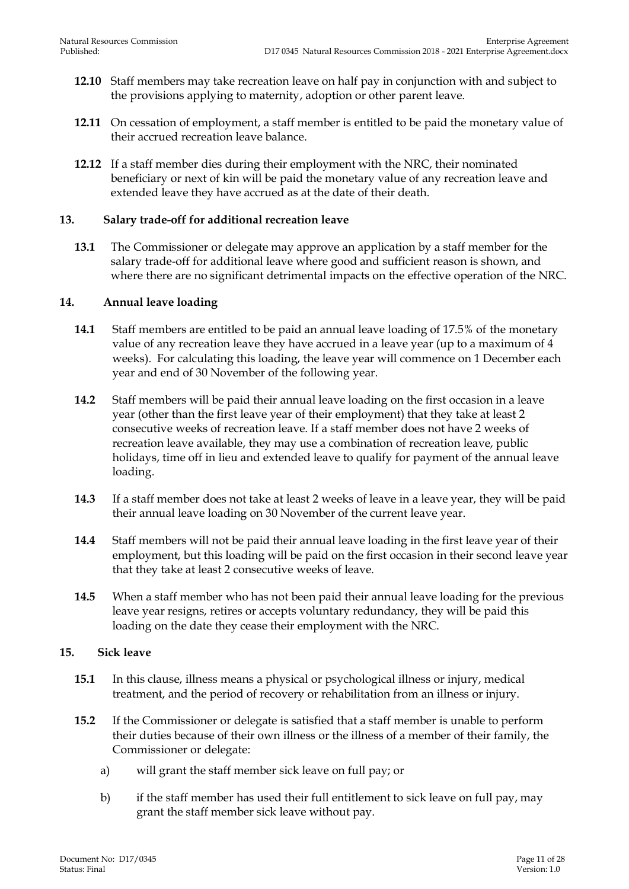**12.10** Staff members may take recreation leave on half pay in conjunction with and subject to the provisions applying to maternity, adoption or other parent leave.

**12.11** On cessation of employment, a staff member is entitled to be paid the monetary value of their accrued recreation leave balance.

**12.12** If a staff member dies during their employment with the NRC, their nominated beneficiary or next of kin will be paid the monetary value of any recreation leave and extended leave they have accrued as at the date of their death.

## 13. Salary trade-off for additional recreation leave

**13.1** The Commissioner or delegate may approve an application by a staff member for the salary trade-off for additional leave where good and sufficient reason is shown, and where there are no significant detrimental impacts on the effective operation of the NRC.

## 14. Annual leave loading

**14.1** Staff members are entitled to be paid an annual leave loading of 17.5% of the monetary value of any recreation leave they have accrued in a leave year (up to a maximum of 4 weeks). For calculating this loading, the leave year will commence on 1 December each year and end of 30 November of the following year.

**14.2** Staff members will be paid their annual leave loading on the first occasion in a leave year (other than the first leave year of their employment) that they take at least 2 consecutive weeks of recreation leave. If a staff member does not have 2 weeks of recreation leave available, they may use a combination of recreation leave, public holidays, time off in lieu and extended leave to qualify for payment of the annual leave loading.

**14.3** If a staff member does not take at least 2 weeks of leave in a leave year, they will be paid their annual leave loading on 30 November of the current leave year.

**14.4** Staff members will not be paid their annual leave loading in the first leave year of their employment, but this loading will be paid on the first occasion in their second leave year that they take at least 2 consecutive weeks of leave.

**14.5** When a staff member who has not been paid their annual leave loading for the previous leave year resigns, retires or accepts voluntary redundancy, they will be paid this loading on the date they cease their employment with the NRC.

## 15. Sick leave

**15.1** In this clause, illness means a physical or psychological illness or injury, medical treatment, and the period of recovery or rehabilitation from an illness or injury.

**15.2** If the Commissioner or delegate is satisfied that a staff member is unable to perform their duties because of their own illness or the illness of a member of their family, the Commissioner or delegate:

a) will grant the staff member sick leave on full pay; or

b) if the staff member has used their full entitlement to sick leave on full pay, may grant the staff member sick leave without pay.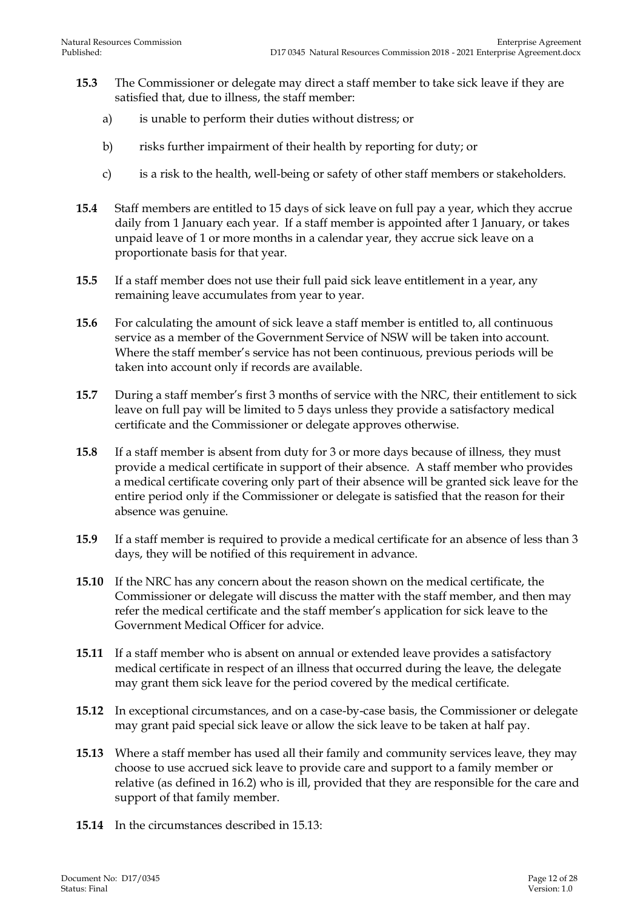**15.3** The Commissioner or delegate may direct a staff member to take sick leave if they are satisfied that, due to illness, the staff member:

a) is unable to perform their duties without distress; or

b) risks further impairment of their health by reporting for duty; or

c) is a risk to the health, well-being or safety of other staff members or stakeholders.

**15.4** Staff members are entitled to 15 days of sick leave on full pay a year, which they accrue daily from 1 January each year. If a staff member is appointed after 1 January, or takes unpaid leave of 1 or more months in a calendar year, they accrue sick leave on a proportionate basis for that year.

**15.5** If a staff member does not use their full paid sick leave entitlement in a year, any remaining leave accumulates from year to year.

**15.6** For calculating the amount of sick leave a staff member is entitled to, all continuous service as a member of the Government Service of NSW will be taken into account. Where the staff member's service has not been continuous, previous periods will be taken into account only if records are available.

**15.7** During a staff member's first 3 months of service with the NRC, their entitlement to sick leave on full pay will be limited to 5 days unless they provide a satisfactory medical certificate and the Commissioner or delegate approves otherwise.

**15.8** If a staff member is absent from duty for 3 or more days because of illness, they must provide a medical certificate in support of their absence. A staff member who provides a medical certificate covering only part of their absence will be granted sick leave for the entire period only if the Commissioner or delegate is satisfied that the reason for their absence was genuine.

**15.9** If a staff member is required to provide a medical certificate for an absence of less than 3 days, they will be notified of this requirement in advance.

**15.10** If the NRC has any concern about the reason shown on the medical certificate, the Commissioner or delegate will discuss the matter with the staff member, and then may refer the medical certificate and the staff member's application for sick leave to the Government Medical Officer for advice.

**15.11** If a staff member who is absent on annual or extended leave provides a satisfactory medical certificate in respect of an illness that occurred during the leave, the delegate may grant them sick leave for the period covered by the medical certificate.

**15.12** In exceptional circumstances, and on a case-by-case basis, the Commissioner or delegate may grant paid special sick leave or allow the sick leave to be taken at half pay.

**15.13** Where a staff member has used all their family and community services leave, they may choose to use accrued sick leave to provide care and support to a family member or relative (as defined in 16.2) who is ill, provided that they are responsible for the care and support of that family member.

**15.14** In the circumstances described in 15.13: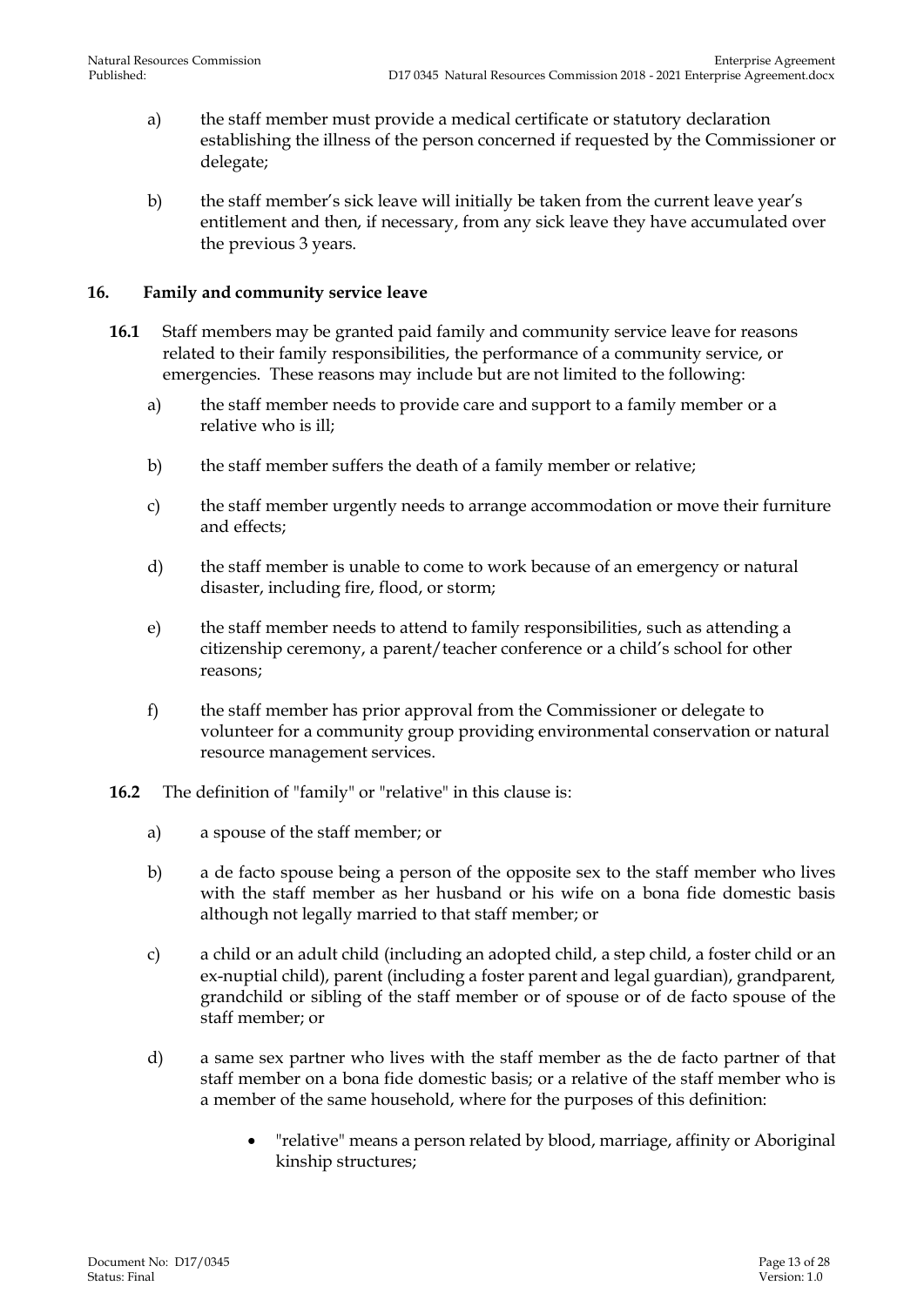a) the staff member must provide a medical certificate or statutory declaration establishing the illness of the person concerned if requested by the Commissioner or delegate;

b) the staff member's sick leave will initially be taken from the current leave year's entitlement and then, if necessary, from any sick leave they have accumulated over the previous 3 years.

## 16. Family and community service leave

**16.1** Staff members may be granted paid family and community service leave for reasons related to their family responsibilities, the performance of a community service, or emergencies. These reasons may include but are not limited to the following:

a) the staff member needs to provide care and support to a family member or a relative who is ill;

b) the staff member suffers the death of a family member or relative;

c) the staff member urgently needs to arrange accommodation or move their furniture and effects;

d) the staff member is unable to come to work because of an emergency or natural disaster, including fire, flood, or storm;

e) the staff member needs to attend to family responsibilities, such as attending a citizenship ceremony, a parent/teacher conference or a child's school for other reasons;

f) the staff member has prior approval from the Commissioner or delegate to volunteer for a community group providing environmental conservation or natural resource management services.

**16.2** The definition of "family" or "relative" in this clause is:

a) a spouse of the staff member; or

b) a de facto spouse being a person of the opposite sex to the staff member who lives with the staff member as her husband or his wife on a bona fide domestic basis although not legally married to that staff member; or

c) a child or an adult child (including an adopted child, a step child, a foster child or an ex-nuptial child), parent (including a foster parent and legal guardian), grandparent, grandchild or sibling of the staff member or of spouse or of de facto spouse of the staff member; or

d) a same sex partner who lives with the staff member as the de facto partner of that staff member on a bona fide domestic basis; or a relative of the staff member who is a member of the same household, where for the purposes of this definition:

- "relative" means a person related by blood, marriage, affinity or Aboriginal kinship structures;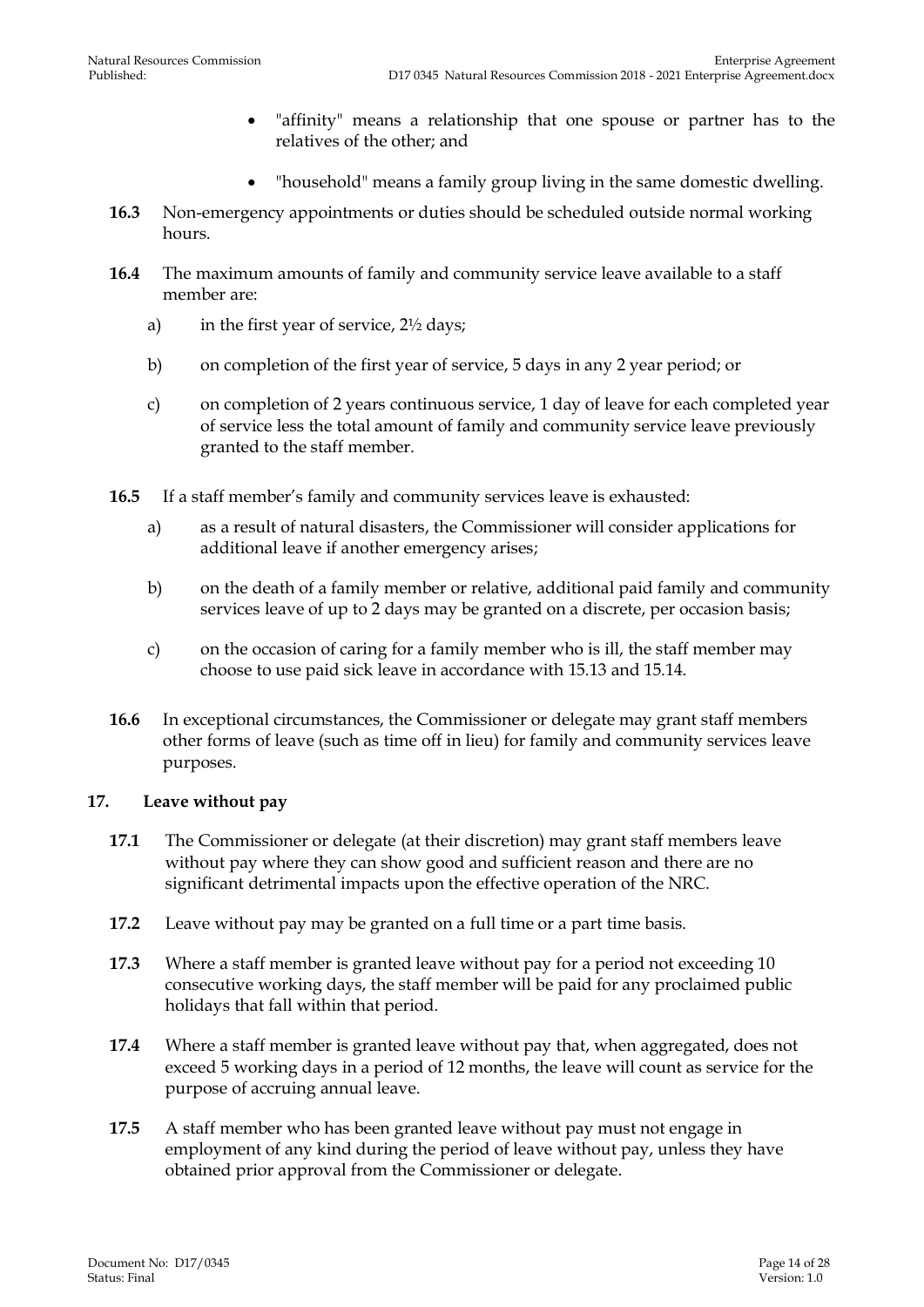- "affinity" means a relationship that one spouse or partner has to the relatives of the other; and
- "household" means a family group living in the same domestic dwelling.

**16.3** Non-emergency appointments or duties should be scheduled outside normal working hours.

**16.4** The maximum amounts of family and community service leave available to a staff member are:

a) in the first year of service, 2½ days;

b) on completion of the first year of service, 5 days in any 2 year period; or

c) on completion of 2 years continuous service, 1 day of leave for each completed year of service less the total amount of family and community service leave previously granted to the staff member.

**16.5** If a staff member's family and community services leave is exhausted:

a) as a result of natural disasters, the Commissioner will consider applications for additional leave if another emergency arises;

b) on the death of a family member or relative, additional paid family and community services leave of up to 2 days may be granted on a discrete, per occasion basis;

c) on the occasion of caring for a family member who is ill, the staff member may choose to use paid sick leave in accordance with 15.13 and 15.14.

**16.6** In exceptional circumstances, the Commissioner or delegate may grant staff members other forms of leave (such as time off in lieu) for family and community services leave purposes.

## 17. Leave without pay

**17.1** The Commissioner or delegate (at their discretion) may grant staff members leave without pay where they can show good and sufficient reason and there are no significant detrimental impacts upon the effective operation of the NRC.

**17.2** Leave without pay may be granted on a full time or a part time basis.

**17.3** Where a staff member is granted leave without pay for a period not exceeding 10 consecutive working days, the staff member will be paid for any proclaimed public holidays that fall within that period.

**17.4** Where a staff member is granted leave without pay that, when aggregated, does not exceed 5 working days in a period of 12 months, the leave will count as service for the purpose of accruing annual leave.

**17.5** A staff member who has been granted leave without pay must not engage in employment of any kind during the period of leave without pay, unless they have obtained prior approval from the Commissioner or delegate.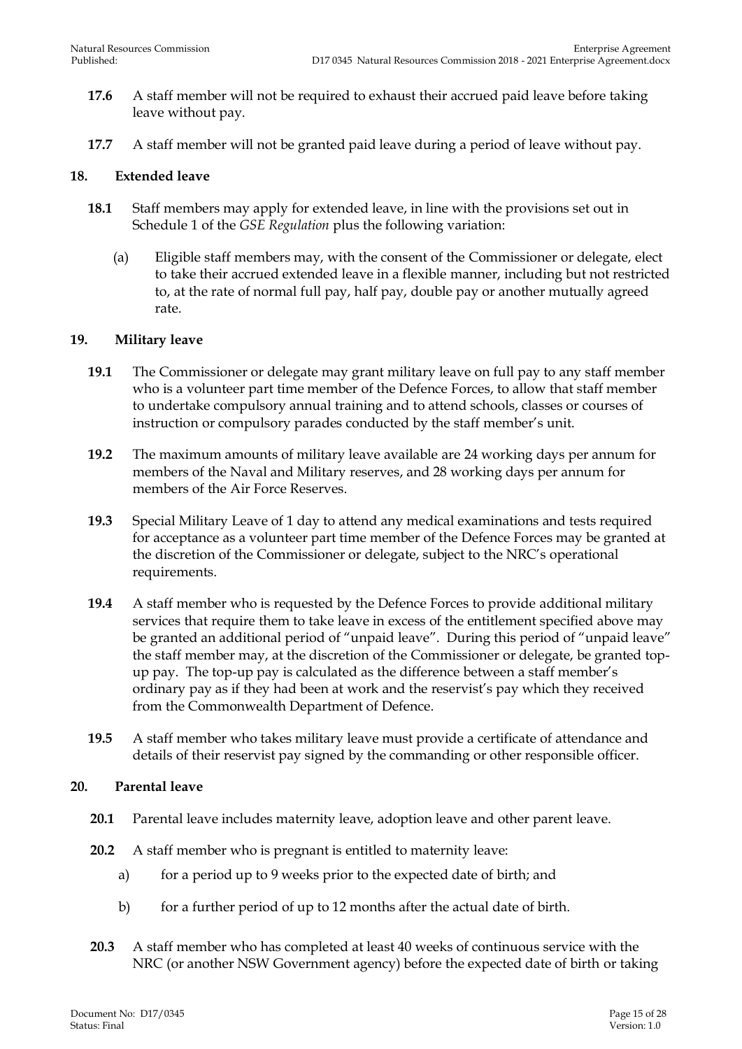**17.6** A staff member will not be required to exhaust their accrued paid leave before taking leave without pay.

**17.7** A staff member will not be granted paid leave during a period of leave without pay.

## 18. Extended leave

**18.1** Staff members may apply for extended leave, in line with the provisions set out in Schedule 1 of the *GSE Regulation* plus the following variation:

(a) Eligible staff members may, with the consent of the Commissioner or delegate, elect to take their accrued extended leave in a flexible manner, including but not restricted to, at the rate of normal full pay, half pay, double pay or another mutually agreed rate.

## 19. Military leave

**19.1** The Commissioner or delegate may grant military leave on full pay to any staff member who is a volunteer part time member of the Defence Forces, to allow that staff member to undertake compulsory annual training and to attend schools, classes or courses of instruction or compulsory parades conducted by the staff member's unit.

**19.2** The maximum amounts of military leave available are 24 working days per annum for members of the Naval and Military reserves, and 28 working days per annum for members of the Air Force Reserves.

**19.3** Special Military Leave of 1 day to attend any medical examinations and tests required for acceptance as a volunteer part time member of the Defence Forces may be granted at the discretion of the Commissioner or delegate, subject to the NRC's operational requirements.

**19.4** A staff member who is requested by the Defence Forces to provide additional military services that require them to take leave in excess of the entitlement specified above may be granted an additional period of "unpaid leave". During this period of "unpaid leave" the staff member may, at the discretion of the Commissioner or delegate, be granted top-up pay. The top-up pay is calculated as the difference between a staff member's ordinary pay as if they had been at work and the reservist's pay which they received from the Commonwealth Department of Defence.

**19.5** A staff member who takes military leave must provide a certificate of attendance and details of their reservist pay signed by the commanding or other responsible officer.

## 20. Parental leave

**20.1** Parental leave includes maternity leave, adoption leave and other parent leave.

**20.2** A staff member who is pregnant is entitled to maternity leave:

a) for a period up to 9 weeks prior to the expected date of birth; and

b) for a further period of up to 12 months after the actual date of birth.

**20.3** A staff member who has completed at least 40 weeks of continuous service with the NRC (or another NSW Government agency) before the expected date of birth or taking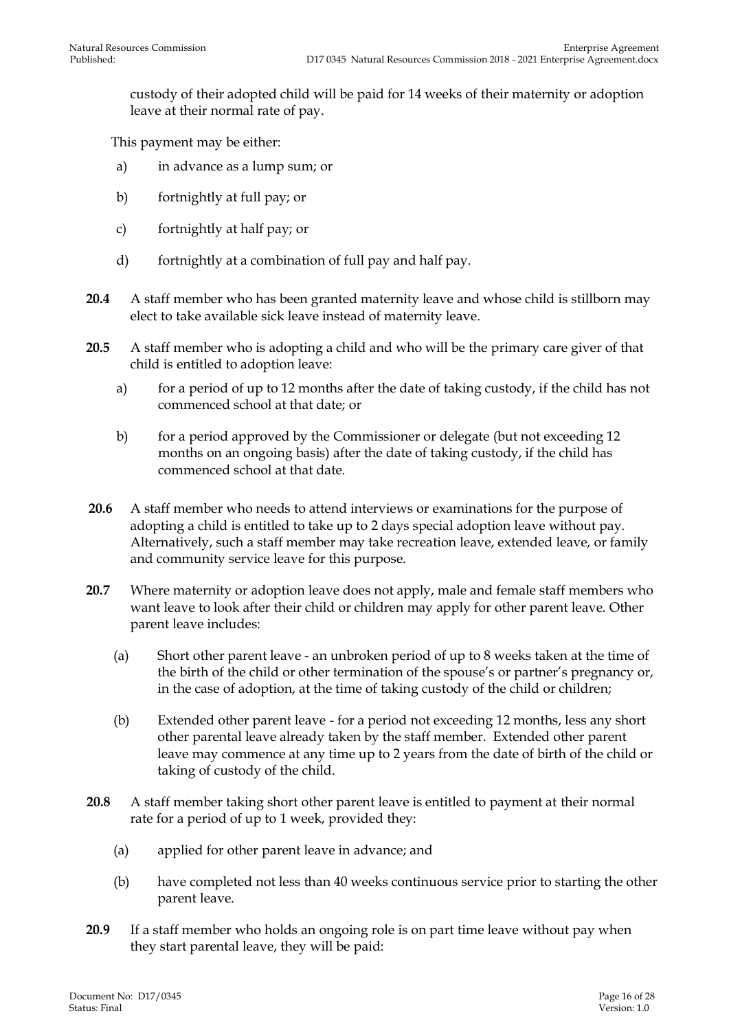custody of their adopted child will be paid for 14 weeks of their maternity or adoption leave at their normal rate of pay.

This payment may be either:

a) in advance as a lump sum; or

b) fortnightly at full pay; or

c) fortnightly at half pay; or

d) fortnightly at a combination of full pay and half pay.

**20.4** A staff member who has been granted maternity leave and whose child is stillborn may elect to take available sick leave instead of maternity leave.

**20.5** A staff member who is adopting a child and who will be the primary care giver of that child is entitled to adoption leave:

a) for a period of up to 12 months after the date of taking custody, if the child has not commenced school at that date; or

b) for a period approved by the Commissioner or delegate (but not exceeding 12 months on an ongoing basis) after the date of taking custody, if the child has commenced school at that date.

**20.6** A staff member who needs to attend interviews or examinations for the purpose of adopting a child is entitled to take up to 2 days special adoption leave without pay. Alternatively, such a staff member may take recreation leave, extended leave, or family and community service leave for this purpose.

**20.7** Where maternity or adoption leave does not apply, male and female staff members who want leave to look after their child or children may apply for other parent leave. Other parent leave includes:

(a) Short other parent leave - an unbroken period of up to 8 weeks taken at the time of the birth of the child or other termination of the spouse's or partner's pregnancy or, in the case of adoption, at the time of taking custody of the child or children;

(b) Extended other parent leave - for a period not exceeding 12 months, less any short other parental leave already taken by the staff member. Extended other parent leave may commence at any time up to 2 years from the date of birth of the child or taking of custody of the child.

**20.8** A staff member taking short other parent leave is entitled to payment at their normal rate for a period of up to 1 week, provided they:

(a) applied for other parent leave in advance; and

(b) have completed not less than 40 weeks continuous service prior to starting the other parent leave.

**20.9** If a staff member who holds an ongoing role is on part time leave without pay when they start parental leave, they will be paid: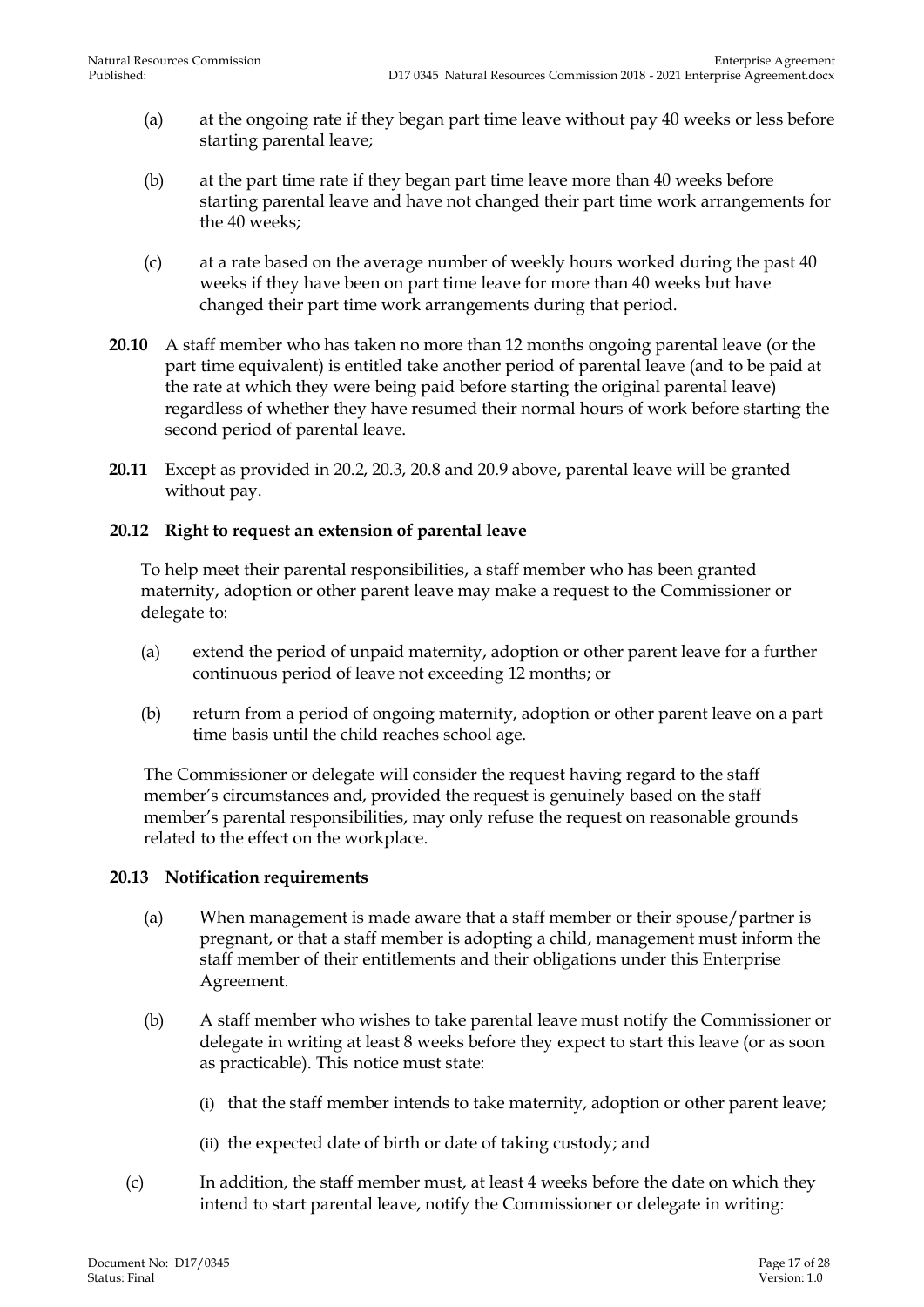(a) at the ongoing rate if they began part time leave without pay 40 weeks or less before starting parental leave;

(b) at the part time rate if they began part time leave more than 40 weeks before starting parental leave and have not changed their part time work arrangements for the 40 weeks;

(c) at a rate based on the average number of weekly hours worked during the past 40 weeks if they have been on part time leave for more than 40 weeks but have changed their part time work arrangements during that period.

**20.10** A staff member who has taken no more than 12 months ongoing parental leave (or the part time equivalent) is entitled take another period of parental leave (and to be paid at the rate at which they were being paid before starting the original parental leave) regardless of whether they have resumed their normal hours of work before starting the second period of parental leave.

**20.11** Except as provided in 20.2, 20.3, 20.8 and 20.9 above, parental leave will be granted without pay.

**20.12 Right to request an extension of parental leave**

To help meet their parental responsibilities, a staff member who has been granted maternity, adoption or other parent leave may make a request to the Commissioner or delegate to:

(a) extend the period of unpaid maternity, adoption or other parent leave for a further continuous period of leave not exceeding 12 months; or

(b) return from a period of ongoing maternity, adoption or other parent leave on a part time basis until the child reaches school age.

The Commissioner or delegate will consider the request having regard to the staff member's circumstances and, provided the request is genuinely based on the staff member's parental responsibilities, may only refuse the request on reasonable grounds related to the effect on the workplace.

**20.13 Notification requirements**

(a) When management is made aware that a staff member or their spouse/partner is pregnant, or that a staff member is adopting a child, management must inform the staff member of their entitlements and their obligations under this Enterprise Agreement.

(b) A staff member who wishes to take parental leave must notify the Commissioner or delegate in writing at least 8 weeks before they expect to start this leave (or as soon as practicable). This notice must state:

(i) that the staff member intends to take maternity, adoption or other parent leave;

(ii) the expected date of birth or date of taking custody; and

(c) In addition, the staff member must, at least 4 weeks before the date on which they intend to start parental leave, notify the Commissioner or delegate in writing: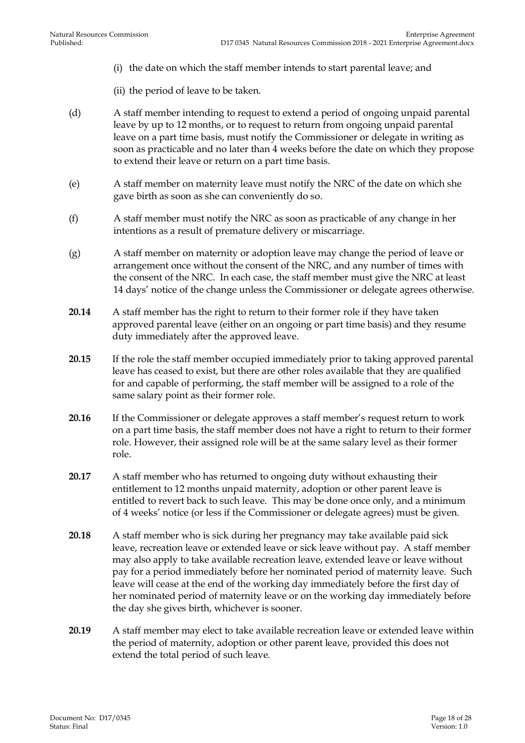(i) the date on which the staff member intends to start parental leave; and

(ii) the period of leave to be taken.

(d) A staff member intending to request to extend a period of ongoing unpaid parental leave by up to 12 months, or to request to return from ongoing unpaid parental leave on a part time basis, must notify the Commissioner or delegate in writing as soon as practicable and no later than 4 weeks before the date on which they propose to extend their leave or return on a part time basis.

(e) A staff member on maternity leave must notify the NRC of the date on which she gave birth as soon as she can conveniently do so.

(f) A staff member must notify the NRC as soon as practicable of any change in her intentions as a result of premature delivery or miscarriage.

(g) A staff member on maternity or adoption leave may change the period of leave or arrangement once without the consent of the NRC, and any number of times with the consent of the NRC. In each case, the staff member must give the NRC at least 14 days' notice of the change unless the Commissioner or delegate agrees otherwise.

**20.14** A staff member has the right to return to their former role if they have taken approved parental leave (either on an ongoing or part time basis) and they resume duty immediately after the approved leave.

**20.15** If the role the staff member occupied immediately prior to taking approved parental leave has ceased to exist, but there are other roles available that they are qualified for and capable of performing, the staff member will be assigned to a role of the same salary point as their former role.

**20.16** If the Commissioner or delegate approves a staff member's request return to work on a part time basis, the staff member does not have a right to return to their former role. However, their assigned role will be at the same salary level as their former role.

**20.17** A staff member who has returned to ongoing duty without exhausting their entitlement to 12 months unpaid maternity, adoption or other parent leave is entitled to revert back to such leave. This may be done once only, and a minimum of 4 weeks' notice (or less if the Commissioner or delegate agrees) must be given.

**20.18** A staff member who is sick during her pregnancy may take available paid sick leave, recreation leave or extended leave or sick leave without pay. A staff member may also apply to take available recreation leave, extended leave or leave without pay for a period immediately before her nominated period of maternity leave. Such leave will cease at the end of the working day immediately before the first day of her nominated period of maternity leave or on the working day immediately before the day she gives birth, whichever is sooner.

**20.19** A staff member may elect to take available recreation leave or extended leave within the period of maternity, adoption or other parent leave, provided this does not extend the total period of such leave.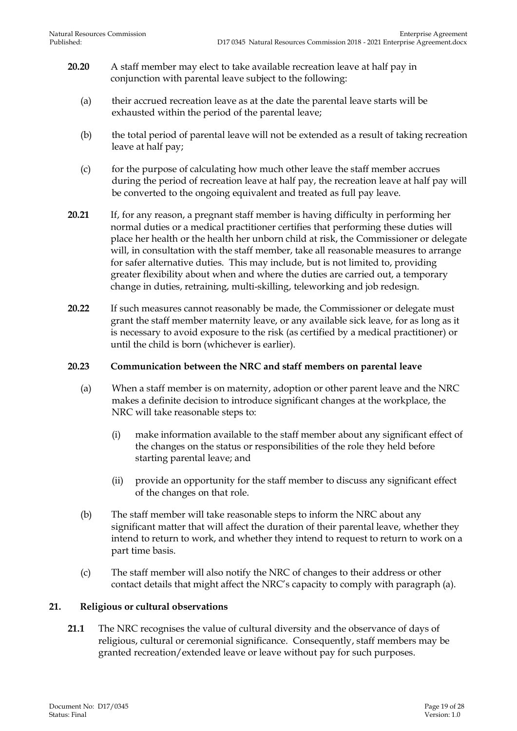**20.20** A staff member may elect to take available recreation leave at half pay in conjunction with parental leave subject to the following:

(a) their accrued recreation leave as at the date the parental leave starts will be exhausted within the period of the parental leave;

(b) the total period of parental leave will not be extended as a result of taking recreation leave at half pay;

(c) for the purpose of calculating how much other leave the staff member accrues during the period of recreation leave at half pay, the recreation leave at half pay will be converted to the ongoing equivalent and treated as full pay leave.

**20.21** If, for any reason, a pregnant staff member is having difficulty in performing her normal duties or a medical practitioner certifies that performing these duties will place her health or the health her unborn child at risk, the Commissioner or delegate will, in consultation with the staff member, take all reasonable measures to arrange for safer alternative duties. This may include, but is not limited to, providing greater flexibility about when and where the duties are carried out, a temporary change in duties, retraining, multi-skilling, teleworking and job redesign.

**20.22** If such measures cannot reasonably be made, the Commissioner or delegate must grant the staff member maternity leave, or any available sick leave, for as long as it is necessary to avoid exposure to the risk (as certified by a medical practitioner) or until the child is born (whichever is earlier).

**20.23 Communication between the NRC and staff members on parental leave**

(a) When a staff member is on maternity, adoption or other parent leave and the NRC makes a definite decision to introduce significant changes at the workplace, the NRC will take reasonable steps to:

(i) make information available to the staff member about any significant effect of the changes on the status or responsibilities of the role they held before starting parental leave; and

(ii) provide an opportunity for the staff member to discuss any significant effect of the changes on that role.

(b) The staff member will take reasonable steps to inform the NRC about any significant matter that will affect the duration of their parental leave, whether they intend to return to work, and whether they intend to request to return to work on a part time basis.

(c) The staff member will also notify the NRC of changes to their address or other contact details that might affect the NRC's capacity to comply with paragraph (a).

## 21. Religious or cultural observations

**21.1** The NRC recognises the value of cultural diversity and the observance of days of religious, cultural or ceremonial significance. Consequently, staff members may be granted recreation/extended leave or leave without pay for such purposes.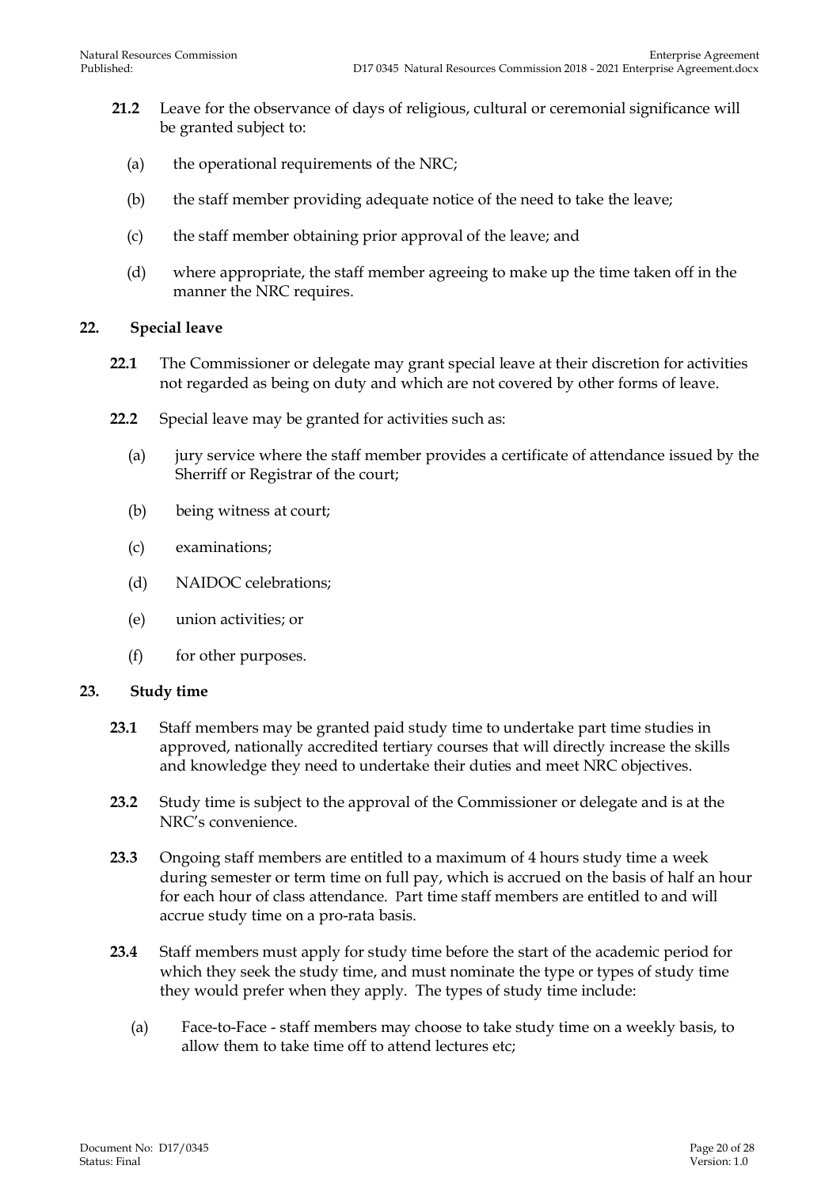**21.2** Leave for the observance of days of religious, cultural or ceremonial significance will be granted subject to:

(a) the operational requirements of the NRC;

(b) the staff member providing adequate notice of the need to take the leave;

(c) the staff member obtaining prior approval of the leave; and

(d) where appropriate, the staff member agreeing to make up the time taken off in the manner the NRC requires.

## 22. Special leave

**22.1** The Commissioner or delegate may grant special leave at their discretion for activities not regarded as being on duty and which are not covered by other forms of leave.

**22.2** Special leave may be granted for activities such as:

(a) jury service where the staff member provides a certificate of attendance issued by the Sherriff or Registrar of the court;

(b) being witness at court;

(c) examinations;

(d) NAIDOC celebrations;

(e) union activities; or

(f) for other purposes.

## 23. Study time

**23.1** Staff members may be granted paid study time to undertake part time studies in approved, nationally accredited tertiary courses that will directly increase the skills and knowledge they need to undertake their duties and meet NRC objectives.

**23.2** Study time is subject to the approval of the Commissioner or delegate and is at the NRC's convenience.

**23.3** Ongoing staff members are entitled to a maximum of 4 hours study time a week during semester or term time on full pay, which is accrued on the basis of half an hour for each hour of class attendance. Part time staff members are entitled to and will accrue study time on a pro-rata basis.

**23.4** Staff members must apply for study time before the start of the academic period for which they seek the study time, and must nominate the type or types of study time they would prefer when they apply. The types of study time include:

(a) Face-to-Face - staff members may choose to take study time on a weekly basis, to allow them to take time off to attend lectures etc;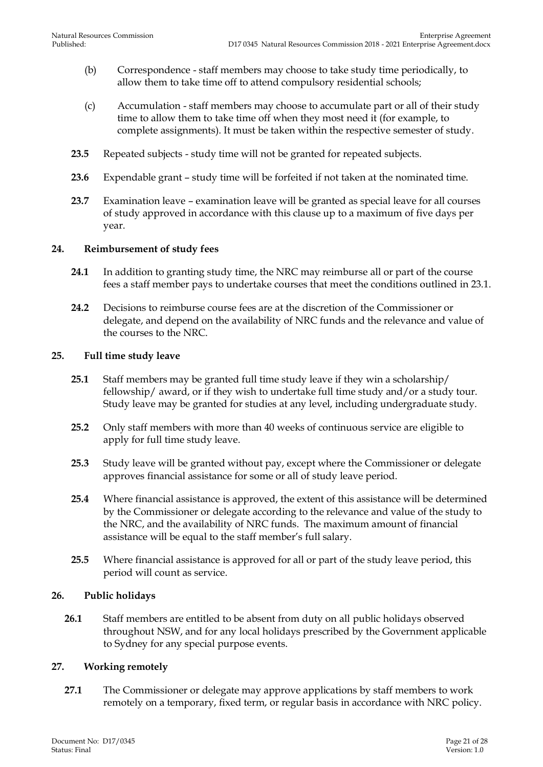(b) Correspondence - staff members may choose to take study time periodically, to allow them to take time off to attend compulsory residential schools;

(c) Accumulation - staff members may choose to accumulate part or all of their study time to allow them to take time off when they most need it (for example, to complete assignments). It must be taken within the respective semester of study.

**23.5** Repeated subjects - study time will not be granted for repeated subjects.

**23.6** Expendable grant – study time will be forfeited if not taken at the nominated time.

**23.7** Examination leave – examination leave will be granted as special leave for all courses of study approved in accordance with this clause up to a maximum of five days per year.

## 24. Reimbursement of study fees

**24.1** In addition to granting study time, the NRC may reimburse all or part of the course fees a staff member pays to undertake courses that meet the conditions outlined in 23.1.

**24.2** Decisions to reimburse course fees are at the discretion of the Commissioner or delegate, and depend on the availability of NRC funds and the relevance and value of the courses to the NRC.

## 25. Full time study leave

**25.1** Staff members may be granted full time study leave if they win a scholarship/ fellowship/ award, or if they wish to undertake full time study and/or a study tour. Study leave may be granted for studies at any level, including undergraduate study.

**25.2** Only staff members with more than 40 weeks of continuous service are eligible to apply for full time study leave.

**25.3** Study leave will be granted without pay, except where the Commissioner or delegate approves financial assistance for some or all of study leave period.

**25.4** Where financial assistance is approved, the extent of this assistance will be determined by the Commissioner or delegate according to the relevance and value of the study to the NRC, and the availability of NRC funds. The maximum amount of financial assistance will be equal to the staff member's full salary.

**25.5** Where financial assistance is approved for all or part of the study leave period, this period will count as service.

## 26. Public holidays

**26.1** Staff members are entitled to be absent from duty on all public holidays observed throughout NSW, and for any local holidays prescribed by the Government applicable to Sydney for any special purpose events.

## 27. Working remotely

**27.1** The Commissioner or delegate may approve applications by staff members to work remotely on a temporary, fixed term, or regular basis in accordance with NRC policy.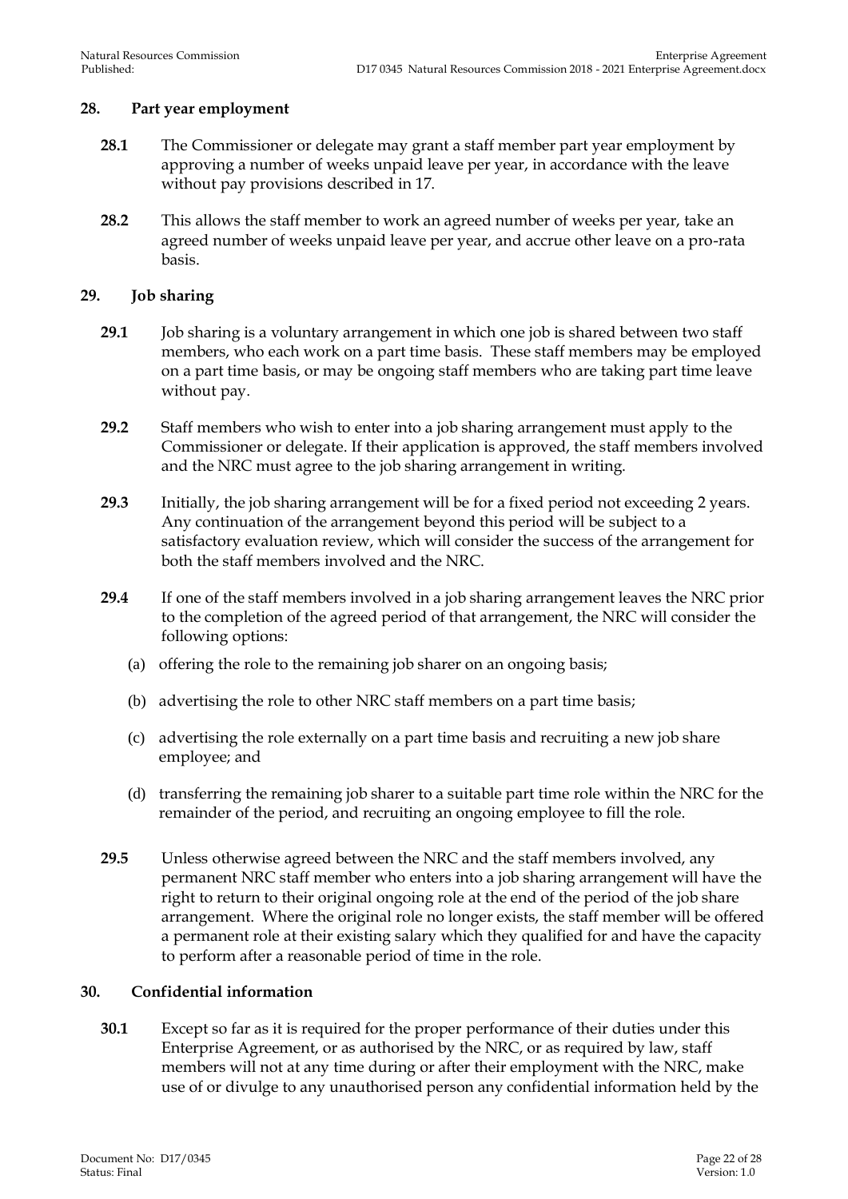## 28. Part year employment

**28.1** The Commissioner or delegate may grant a staff member part year employment by approving a number of weeks unpaid leave per year, in accordance with the leave without pay provisions described in 17.

**28.2** This allows the staff member to work an agreed number of weeks per year, take an agreed number of weeks unpaid leave per year, and accrue other leave on a pro-rata basis.

## 29. Job sharing

**29.1** Job sharing is a voluntary arrangement in which one job is shared between two staff members, who each work on a part time basis. These staff members may be employed on a part time basis, or may be ongoing staff members who are taking part time leave without pay.

**29.2** Staff members who wish to enter into a job sharing arrangement must apply to the Commissioner or delegate. If their application is approved, the staff members involved and the NRC must agree to the job sharing arrangement in writing.

**29.3** Initially, the job sharing arrangement will be for a fixed period not exceeding 2 years. Any continuation of the arrangement beyond this period will be subject to a satisfactory evaluation review, which will consider the success of the arrangement for both the staff members involved and the NRC.

**29.4** If one of the staff members involved in a job sharing arrangement leaves the NRC prior to the completion of the agreed period of that arrangement, the NRC will consider the following options:

(a) offering the role to the remaining job sharer on an ongoing basis;

(b) advertising the role to other NRC staff members on a part time basis;

(c) advertising the role externally on a part time basis and recruiting a new job share employee; and

(d) transferring the remaining job sharer to a suitable part time role within the NRC for the remainder of the period, and recruiting an ongoing employee to fill the role.

**29.5** Unless otherwise agreed between the NRC and the staff members involved, any permanent NRC staff member who enters into a job sharing arrangement will have the right to return to their original ongoing role at the end of the period of the job share arrangement. Where the original role no longer exists, the staff member will be offered a permanent role at their existing salary which they qualified for and have the capacity to perform after a reasonable period of time in the role.

## 30. Confidential information

**30.1** Except so far as it is required for the proper performance of their duties under this Enterprise Agreement, or as authorised by the NRC, or as required by law, staff members will not at any time during or after their employment with the NRC, make use of or divulge to any unauthorised person any confidential information held by the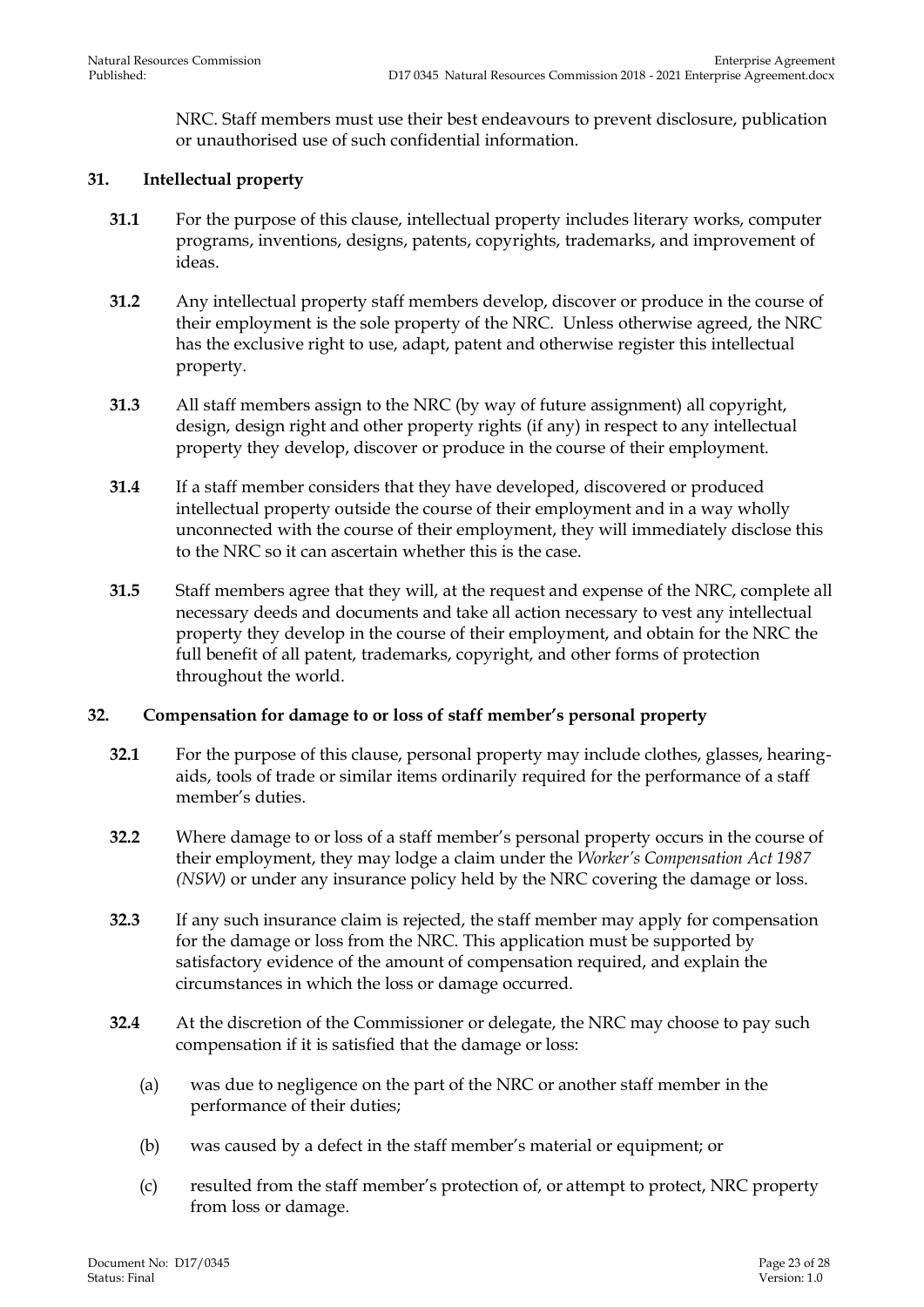NRC. Staff members must use their best endeavours to prevent disclosure, publication or unauthorised use of such confidential information.

## 31. Intellectual property

**31.1** For the purpose of this clause, intellectual property includes literary works, computer programs, inventions, designs, patents, copyrights, trademarks, and improvement of ideas.

**31.2** Any intellectual property staff members develop, discover or produce in the course of their employment is the sole property of the NRC. Unless otherwise agreed, the NRC has the exclusive right to use, adapt, patent and otherwise register this intellectual property.

**31.3** All staff members assign to the NRC (by way of future assignment) all copyright, design, design right and other property rights (if any) in respect to any intellectual property they develop, discover or produce in the course of their employment.

**31.4** If a staff member considers that they have developed, discovered or produced intellectual property outside the course of their employment and in a way wholly unconnected with the course of their employment, they will immediately disclose this to the NRC so it can ascertain whether this is the case.

**31.5** Staff members agree that they will, at the request and expense of the NRC, complete all necessary deeds and documents and take all action necessary to vest any intellectual property they develop in the course of their employment, and obtain for the NRC the full benefit of all patent, trademarks, copyright, and other forms of protection throughout the world.

## 32. Compensation for damage to or loss of staff member's personal property

**32.1** For the purpose of this clause, personal property may include clothes, glasses, hearing-aids, tools of trade or similar items ordinarily required for the performance of a staff member's duties.

**32.2** Where damage to or loss of a staff member's personal property occurs in the course of their employment, they may lodge a claim under the *Worker's Compensation Act 1987 (NSW)* or under any insurance policy held by the NRC covering the damage or loss.

**32.3** If any such insurance claim is rejected, the staff member may apply for compensation for the damage or loss from the NRC. This application must be supported by satisfactory evidence of the amount of compensation required, and explain the circumstances in which the loss or damage occurred.

**32.4** At the discretion of the Commissioner or delegate, the NRC may choose to pay such compensation if it is satisfied that the damage or loss:

(a) was due to negligence on the part of the NRC or another staff member in the performance of their duties;

(b) was caused by a defect in the staff member's material or equipment; or

(c) resulted from the staff member's protection of, or attempt to protect, NRC property from loss or damage.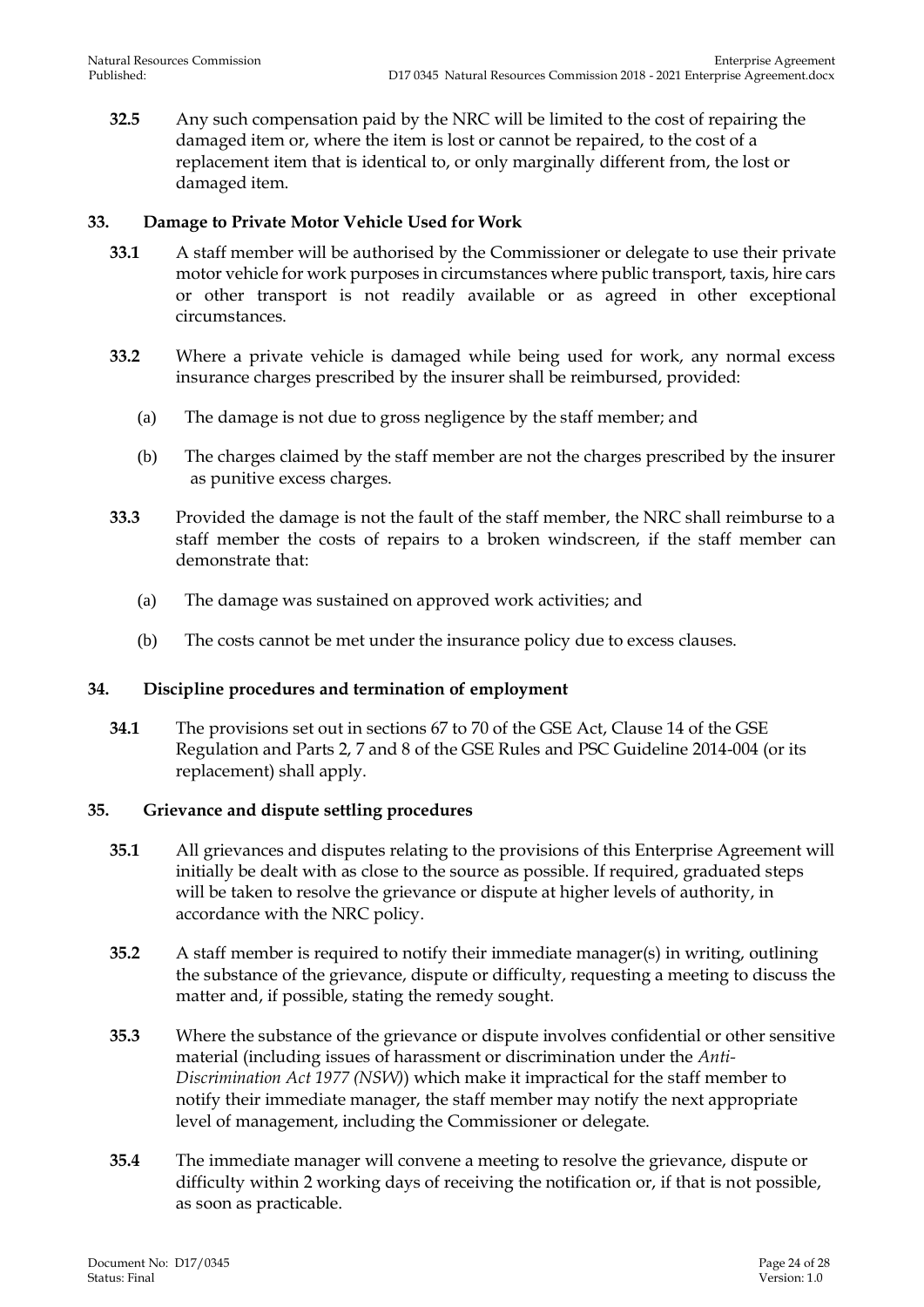**32.5** Any such compensation paid by the NRC will be limited to the cost of repairing the damaged item or, where the item is lost or cannot be repaired, to the cost of a replacement item that is identical to, or only marginally different from, the lost or damaged item.

## 33. Damage to Private Motor Vehicle Used for Work

**33.1** A staff member will be authorised by the Commissioner or delegate to use their private motor vehicle for work purposes in circumstances where public transport, taxis, hire cars or other transport is not readily available or as agreed in other exceptional circumstances.

**33.2** Where a private vehicle is damaged while being used for work, any normal excess insurance charges prescribed by the insurer shall be reimbursed, provided:

(a) The damage is not due to gross negligence by the staff member; and

(b) The charges claimed by the staff member are not the charges prescribed by the insurer as punitive excess charges.

**33.3** Provided the damage is not the fault of the staff member, the NRC shall reimburse to a staff member the costs of repairs to a broken windscreen, if the staff member can demonstrate that:

(a) The damage was sustained on approved work activities; and

(b) The costs cannot be met under the insurance policy due to excess clauses.

## 34. Discipline procedures and termination of employment

**34.1** The provisions set out in sections 67 to 70 of the GSE Act, Clause 14 of the GSE Regulation and Parts 2, 7 and 8 of the GSE Rules and PSC Guideline 2014-004 (or its replacement) shall apply.

## 35. Grievance and dispute settling procedures

**35.1** All grievances and disputes relating to the provisions of this Enterprise Agreement will initially be dealt with as close to the source as possible. If required, graduated steps will be taken to resolve the grievance or dispute at higher levels of authority, in accordance with the NRC policy.

**35.2** A staff member is required to notify their immediate manager(s) in writing, outlining the substance of the grievance, dispute or difficulty, requesting a meeting to discuss the matter and, if possible, stating the remedy sought.

**35.3** Where the substance of the grievance or dispute involves confidential or other sensitive material (including issues of harassment or discrimination under the *Anti-Discrimination Act 1977 (NSW)*) which make it impractical for the staff member to notify their immediate manager, the staff member may notify the next appropriate level of management, including the Commissioner or delegate.

**35.4** The immediate manager will convene a meeting to resolve the grievance, dispute or difficulty within 2 working days of receiving the notification or, if that is not possible, as soon as practicable.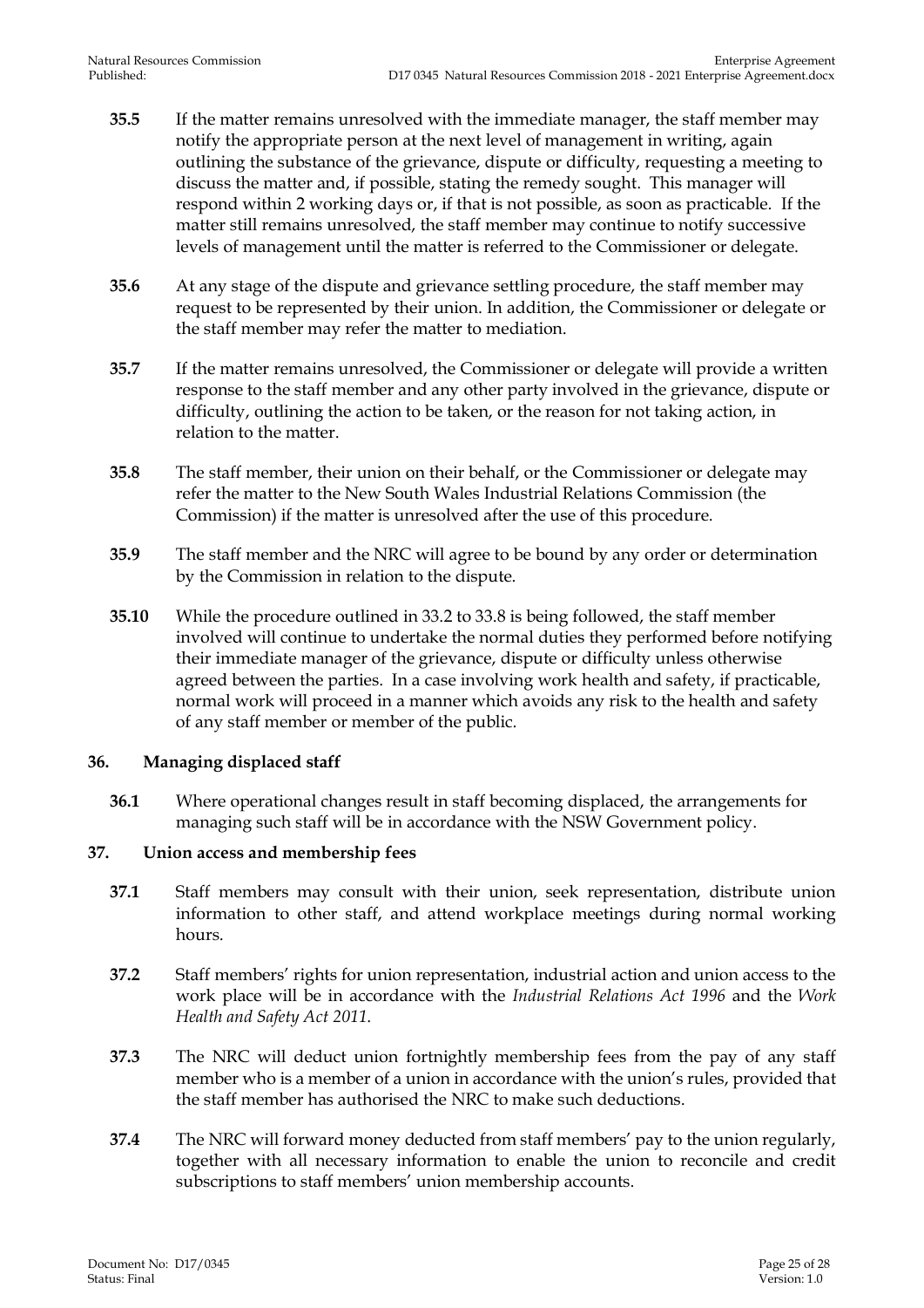**35.5** If the matter remains unresolved with the immediate manager, the staff member may notify the appropriate person at the next level of management in writing, again outlining the substance of the grievance, dispute or difficulty, requesting a meeting to discuss the matter and, if possible, stating the remedy sought. This manager will respond within 2 working days or, if that is not possible, as soon as practicable. If the matter still remains unresolved, the staff member may continue to notify successive levels of management until the matter is referred to the Commissioner or delegate.

**35.6** At any stage of the dispute and grievance settling procedure, the staff member may request to be represented by their union. In addition, the Commissioner or delegate or the staff member may refer the matter to mediation.

**35.7** If the matter remains unresolved, the Commissioner or delegate will provide a written response to the staff member and any other party involved in the grievance, dispute or difficulty, outlining the action to be taken, or the reason for not taking action, in relation to the matter.

**35.8** The staff member, their union on their behalf, or the Commissioner or delegate may refer the matter to the New South Wales Industrial Relations Commission (the Commission) if the matter is unresolved after the use of this procedure.

**35.9** The staff member and the NRC will agree to be bound by any order or determination by the Commission in relation to the dispute.

**35.10** While the procedure outlined in 33.2 to 33.8 is being followed, the staff member involved will continue to undertake the normal duties they performed before notifying their immediate manager of the grievance, dispute or difficulty unless otherwise agreed between the parties. In a case involving work health and safety, if practicable, normal work will proceed in a manner which avoids any risk to the health and safety of any staff member or member of the public.

## 36. Managing displaced staff

**36.1** Where operational changes result in staff becoming displaced, the arrangements for managing such staff will be in accordance with the NSW Government policy.

## 37. Union access and membership fees

**37.1** Staff members may consult with their union, seek representation, distribute union information to other staff, and attend workplace meetings during normal working hours.

**37.2** Staff members' rights for union representation, industrial action and union access to the work place will be in accordance with the *Industrial Relations Act 1996* and the *Work Health and Safety Act 2011*.

**37.3** The NRC will deduct union fortnightly membership fees from the pay of any staff member who is a member of a union in accordance with the union's rules, provided that the staff member has authorised the NRC to make such deductions.

**37.4** The NRC will forward money deducted from staff members' pay to the union regularly, together with all necessary information to enable the union to reconcile and credit subscriptions to staff members' union membership accounts.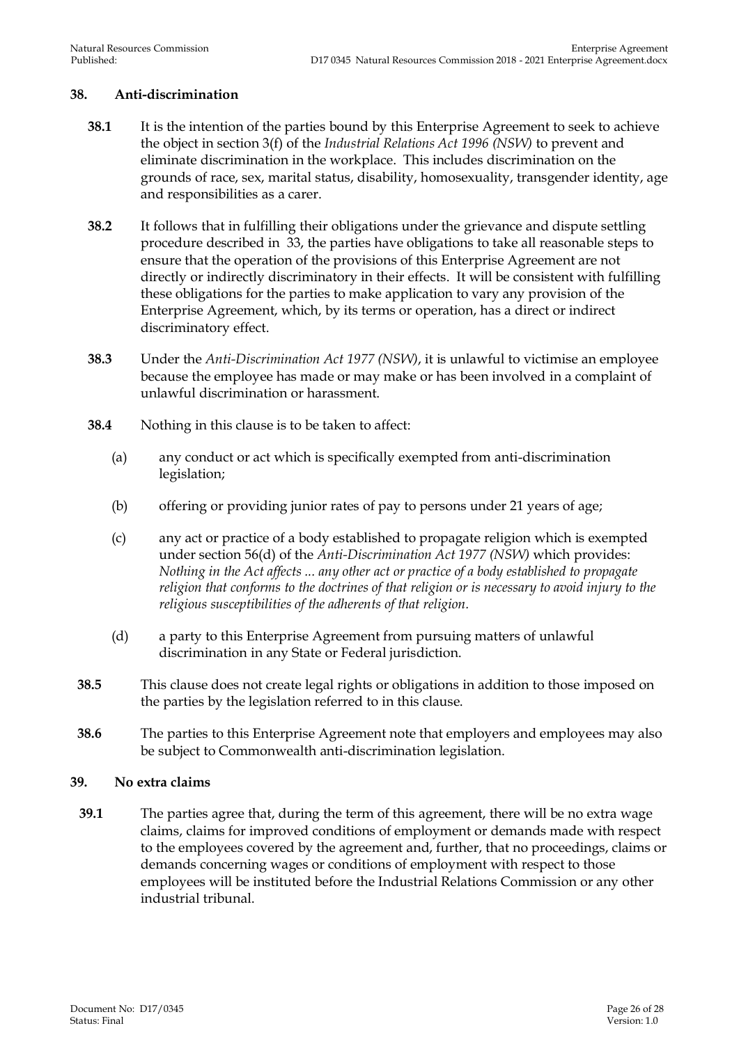### 38. Anti-discrimination

**38.1** It is the intention of the parties bound by this Enterprise Agreement to seek to achieve the object in section 3(f) of the *Industrial Relations Act 1996 (NSW)* to prevent and eliminate discrimination in the workplace. This includes discrimination on the grounds of race, sex, marital status, disability, homosexuality, transgender identity, age and responsibilities as a carer.

**38.2** It follows that in fulfilling their obligations under the grievance and dispute settling procedure described in 33, the parties have obligations to take all reasonable steps to ensure that the operation of the provisions of this Enterprise Agreement are not directly or indirectly discriminatory in their effects. It will be consistent with fulfilling these obligations for the parties to make application to vary any provision of the Enterprise Agreement, which, by its terms or operation, has a direct or indirect discriminatory effect.

**38.3** Under the *Anti-Discrimination Act 1977 (NSW)*, it is unlawful to victimise an employee because the employee has made or may make or has been involved in a complaint of unlawful discrimination or harassment.

**38.4** Nothing in this clause is to be taken to affect:

(a) any conduct or act which is specifically exempted from anti-discrimination legislation;

(b) offering or providing junior rates of pay to persons under 21 years of age;

(c) any act or practice of a body established to propagate religion which is exempted under section 56(d) of the *Anti-Discrimination Act 1977 (NSW)* which provides: *Nothing in the Act affects ... any other act or practice of a body established to propagate religion that conforms to the doctrines of that religion or is necessary to avoid injury to the religious susceptibilities of the adherents of that religion.*

(d) a party to this Enterprise Agreement from pursuing matters of unlawful discrimination in any State or Federal jurisdiction.

**38.5** This clause does not create legal rights or obligations in addition to those imposed on the parties by the legislation referred to in this clause.

**38.6** The parties to this Enterprise Agreement note that employers and employees may also be subject to Commonwealth anti-discrimination legislation.

### 39. No extra claims

**39.1** The parties agree that, during the term of this agreement, there will be no extra wage claims, claims for improved conditions of employment or demands made with respect to the employees covered by the agreement and, further, that no proceedings, claims or demands concerning wages or conditions of employment with respect to those employees will be instituted before the Industrial Relations Commission or any other industrial tribunal.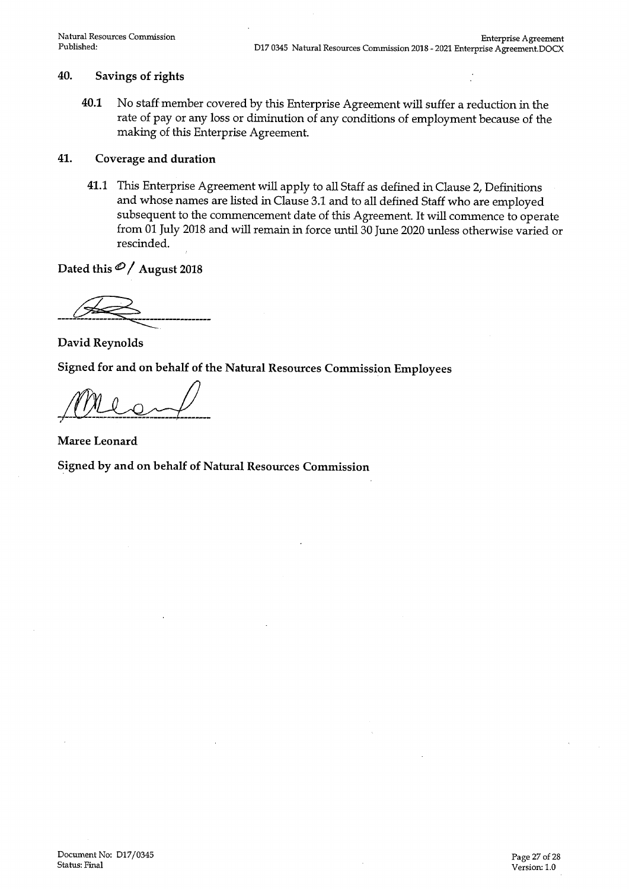## 40. Savings of rights

**40.1** No staff member covered by this Enterprise Agreement will suffer a reduction in the rate of pay or any loss or diminution of any conditions of employment because of the making of this Enterprise Agreement.

## 41. Coverage and duration

**41.1** This Enterprise Agreement will apply to all Staff as defined in Clause 2, Definitions and whose names are listed in Clause 3.1 and to all defined Staff who are employed subsequent to the commencement date of this Agreement. It will commence to operate from 01 July 2018 and will remain in force until 30 June 2020 unless otherwise varied or rescinded.

**Dated this 01 August 2018**

---

**David Reynolds**

**Signed for and on behalf of the Natural Resources Commission Employees**

---

**Maree Leonard**

**Signed by and on behalf of Natural Resources Commission**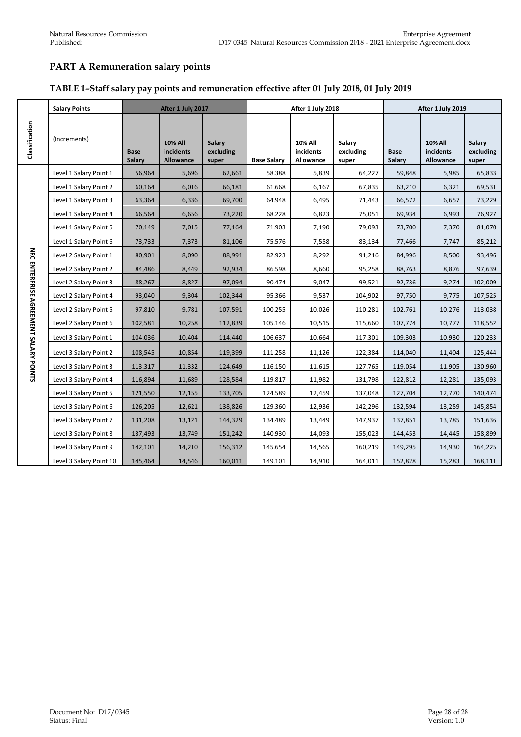## PART A Remuneration salary points

### TABLE 1–Staff salary pay points and remuneration effective after 01 July 2018, 01 July 2019

| Classification | Salary Points | After 1 July 2017 | | | After 1 July 2018 | | | After 1 July 2019 | | |
|---|---|---|---|---|---|---|---|---|---|---|
| | (Increments) | Base Salary | 10% All incidents Allowance | Salary excluding super | Base Salary | 10% All incidents Allowance | Salary excluding super | Base Salary | 10% All incidents Allowance | Salary excluding super |
| NRC ENTERPRISE AGREEMENT SALARY POINTS | Level 1 Salary Point 1 | 56,964 | 5,696 | 62,661 | 58,388 | 5,839 | 64,227 | 59,848 | 5,985 | 65,833 |
| | Level 1 Salary Point 2 | 60,164 | 6,016 | 66,181 | 61,668 | 6,167 | 67,835 | 63,210 | 6,321 | 69,531 |
| | Level 1 Salary Point 3 | 63,364 | 6,336 | 69,700 | 64,948 | 6,495 | 71,443 | 66,572 | 6,657 | 73,229 |
| | Level 1 Salary Point 4 | 66,564 | 6,656 | 73,220 | 68,228 | 6,823 | 75,051 | 69,934 | 6,993 | 76,927 |
| | Level 1 Salary Point 5 | 70,149 | 7,015 | 77,164 | 71,903 | 7,190 | 79,093 | 73,700 | 7,370 | 81,070 |
| | Level 1 Salary Point 6 | 73,733 | 7,373 | 81,106 | 75,576 | 7,558 | 83,134 | 77,466 | 7,747 | 85,212 |
| | Level 2 Salary Point 1 | 80,901 | 8,090 | 88,991 | 82,923 | 8,292 | 91,216 | 84,996 | 8,500 | 93,496 |
| | Level 2 Salary Point 2 | 84,486 | 8,449 | 92,934 | 86,598 | 8,660 | 95,258 | 88,763 | 8,876 | 97,639 |
| | Level 2 Salary Point 3 | 88,267 | 8,827 | 97,094 | 90,474 | 9,047 | 99,521 | 92,736 | 9,274 | 102,009 |
| | Level 2 Salary Point 4 | 93,040 | 9,304 | 102,344 | 95,366 | 9,537 | 104,902 | 97,750 | 9,775 | 107,525 |
| | Level 2 Salary Point 5 | 97,810 | 9,781 | 107,591 | 100,255 | 10,026 | 110,281 | 102,761 | 10,276 | 113,038 |
| | Level 2 Salary Point 6 | 102,581 | 10,258 | 112,839 | 105,146 | 10,515 | 115,660 | 107,774 | 10,777 | 118,552 |
| | Level 3 Salary Point 1 | 104,036 | 10,404 | 114,440 | 106,637 | 10,664 | 117,301 | 109,303 | 10,930 | 120,233 |
| | Level 3 Salary Point 2 | 108,545 | 10,854 | 119,399 | 111,258 | 11,126 | 122,384 | 114,040 | 11,404 | 125,444 |
| | Level 3 Salary Point 3 | 113,317 | 11,332 | 124,649 | 116,150 | 11,615 | 127,765 | 119,054 | 11,905 | 130,960 |
| | Level 3 Salary Point 4 | 116,894 | 11,689 | 128,584 | 119,817 | 11,982 | 131,798 | 122,812 | 12,281 | 135,093 |
| | Level 3 Salary Point 5 | 121,550 | 12,155 | 133,705 | 124,589 | 12,459 | 137,048 | 127,704 | 12,770 | 140,474 |
| | Level 3 Salary Point 6 | 126,205 | 12,621 | 138,826 | 129,360 | 12,936 | 142,296 | 132,594 | 13,259 | 145,854 |
| | Level 3 Salary Point 7 | 131,208 | 13,121 | 144,329 | 134,489 | 13,449 | 147,937 | 137,851 | 13,785 | 151,636 |
| | Level 3 Salary Point 8 | 137,493 | 13,749 | 151,242 | 140,930 | 14,093 | 155,023 | 144,453 | 14,445 | 158,899 |
| | Level 3 Salary Point 9 | 142,101 | 14,210 | 156,312 | 145,654 | 14,565 | 160,219 | 149,295 | 14,930 | 164,225 |
| | Level 3 Salary Point 10 | 145,464 | 14,546 | 160,011 | 149,101 | 14,910 | 164,011 | 152,828 | 15,283 | 168,111 |